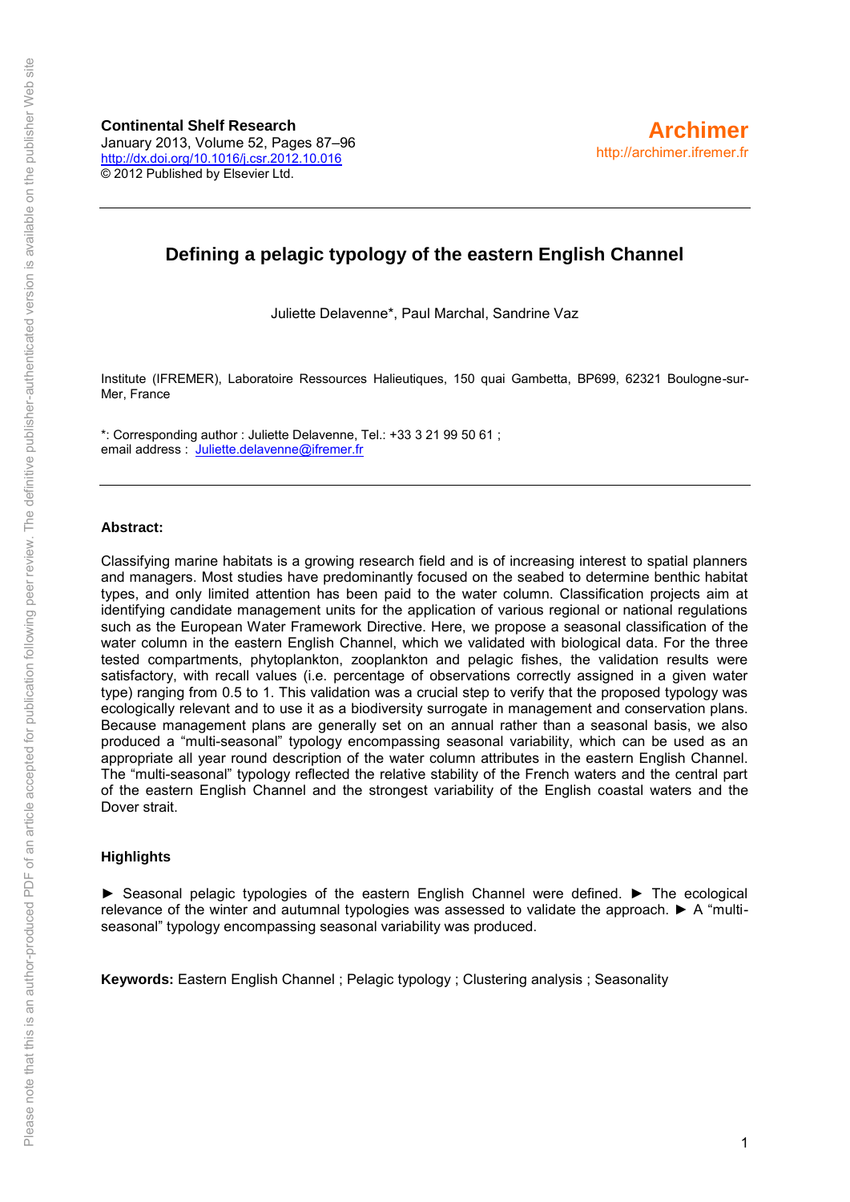**Continental Shelf Research**
January 2013, Volume 52, Pages 87–96
http://dx.doi.org/10.1016/j.csr.2012.10.016
© 2012 Published by Elsevier Ltd.

**Archimer**
http://archimer.ifremer.fr

# Defining a pelagic typology of the eastern English Channel

Juliette Delavenne*, Paul Marchal, Sandrine Vaz

Institute (IFREMER), Laboratoire Ressources Halieutiques, 150 quai Gambetta, BP699, 62321 Boulogne-sur-Mer, France

*: Corresponding author : Juliette Delavenne, Tel.: +33 3 21 99 50 61 ;
email address : Juliette.delavenne@ifremer.fr

## Abstract:

Classifying marine habitats is a growing research field and is of increasing interest to spatial planners and managers. Most studies have predominantly focused on the seabed to determine benthic habitat types, and only limited attention has been paid to the water column. Classification projects aim at identifying candidate management units for the application of various regional or national regulations such as the European Water Framework Directive. Here, we propose a seasonal classification of the water column in the eastern English Channel, which we validated with biological data. For the three tested compartments, phytoplankton, zooplankton and pelagic fishes, the validation results were satisfactory, with recall values (i.e. percentage of observations correctly assigned in a given water type) ranging from 0.5 to 1. This validation was a crucial step to verify that the proposed typology was ecologically relevant and to use it as a biodiversity surrogate in management and conservation plans. Because management plans are generally set on an annual rather than a seasonal basis, we also produced a "multi-seasonal" typology encompassing seasonal variability, which can be used as an appropriate all year round description of the water column attributes in the eastern English Channel. The "multi-seasonal" typology reflected the relative stability of the French waters and the central part of the eastern English Channel and the strongest variability of the English coastal waters and the Dover strait.

## Highlights

► Seasonal pelagic typologies of the eastern English Channel were defined. ► The ecological relevance of the winter and autumnal typologies was assessed to validate the approach. ► A "multi-seasonal" typology encompassing seasonal variability was produced.

**Keywords:** Eastern English Channel ; Pelagic typology ; Clustering analysis ; Seasonality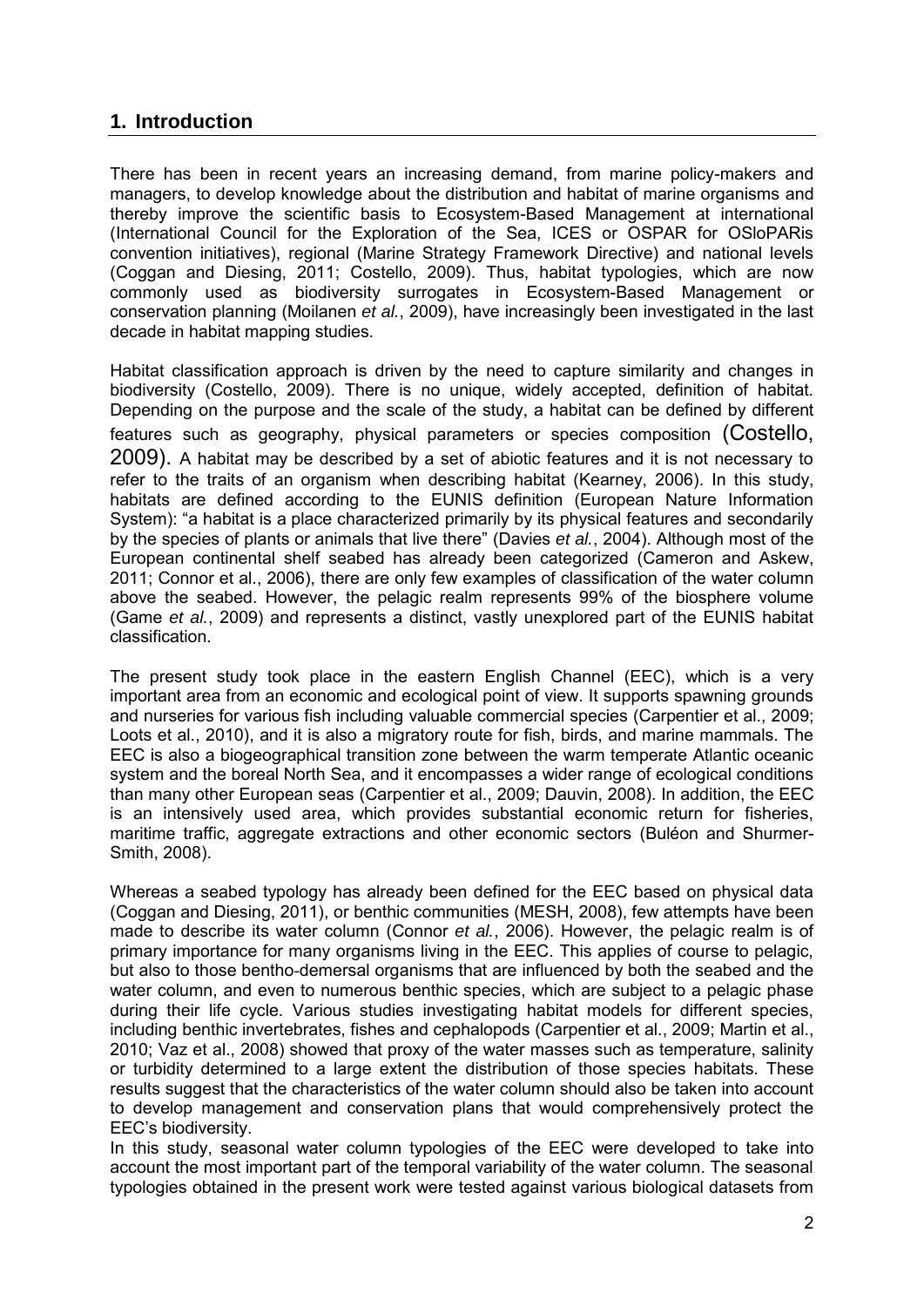## 1. Introduction

There has been in recent years an increasing demand, from marine policy-makers and managers, to develop knowledge about the distribution and habitat of marine organisms and thereby improve the scientific basis to Ecosystem-Based Management at international (International Council for the Exploration of the Sea, ICES or OSPAR for OSloPARis convention initiatives), regional (Marine Strategy Framework Directive) and national levels (Coggan and Diesing, 2011; Costello, 2009). Thus, habitat typologies, which are now commonly used as biodiversity surrogates in Ecosystem-Based Management or conservation planning (Moilanen *et al.*, 2009), have increasingly been investigated in the last decade in habitat mapping studies.

Habitat classification approach is driven by the need to capture similarity and changes in biodiversity (Costello, 2009). There is no unique, widely accepted, definition of habitat. Depending on the purpose and the scale of the study, a habitat can be defined by different features such as geography, physical parameters or species composition (Costello, 2009). A habitat may be described by a set of abiotic features and it is not necessary to refer to the traits of an organism when describing habitat (Kearney, 2006). In this study, habitats are defined according to the EUNIS definition (European Nature Information System): "a habitat is a place characterized primarily by its physical features and secondarily by the species of plants or animals that live there" (Davies *et al.*, 2004). Although most of the European continental shelf seabed has already been categorized (Cameron and Askew, 2011; Connor et al., 2006), there are only few examples of classification of the water column above the seabed. However, the pelagic realm represents 99% of the biosphere volume (Game *et al.*, 2009) and represents a distinct, vastly unexplored part of the EUNIS habitat classification.

The present study took place in the eastern English Channel (EEC), which is a very important area from an economic and ecological point of view. It supports spawning grounds and nurseries for various fish including valuable commercial species (Carpentier et al., 2009; Loots et al., 2010), and it is also a migratory route for fish, birds, and marine mammals. The EEC is also a biogeographical transition zone between the warm temperate Atlantic oceanic system and the boreal North Sea, and it encompasses a wider range of ecological conditions than many other European seas (Carpentier et al., 2009; Dauvin, 2008). In addition, the EEC is an intensively used area, which provides substantial economic return for fisheries, maritime traffic, aggregate extractions and other economic sectors (Buléon and Shurmer-Smith, 2008).

Whereas a seabed typology has already been defined for the EEC based on physical data (Coggan and Diesing, 2011), or benthic communities (MESH, 2008), few attempts have been made to describe its water column (Connor *et al.*, 2006). However, the pelagic realm is of primary importance for many organisms living in the EEC. This applies of course to pelagic, but also to those bentho-demersal organisms that are influenced by both the seabed and the water column, and even to numerous benthic species, which are subject to a pelagic phase during their life cycle. Various studies investigating habitat models for different species, including benthic invertebrates, fishes and cephalopods (Carpentier et al., 2009; Martin et al., 2010; Vaz et al., 2008) showed that proxy of the water masses such as temperature, salinity or turbidity determined to a large extent the distribution of those species habitats. These results suggest that the characteristics of the water column should also be taken into account to develop management and conservation plans that would comprehensively protect the EEC's biodiversity.

In this study, seasonal water column typologies of the EEC were developed to take into account the most important part of the temporal variability of the water column. The seasonal typologies obtained in the present work were tested against various biological datasets from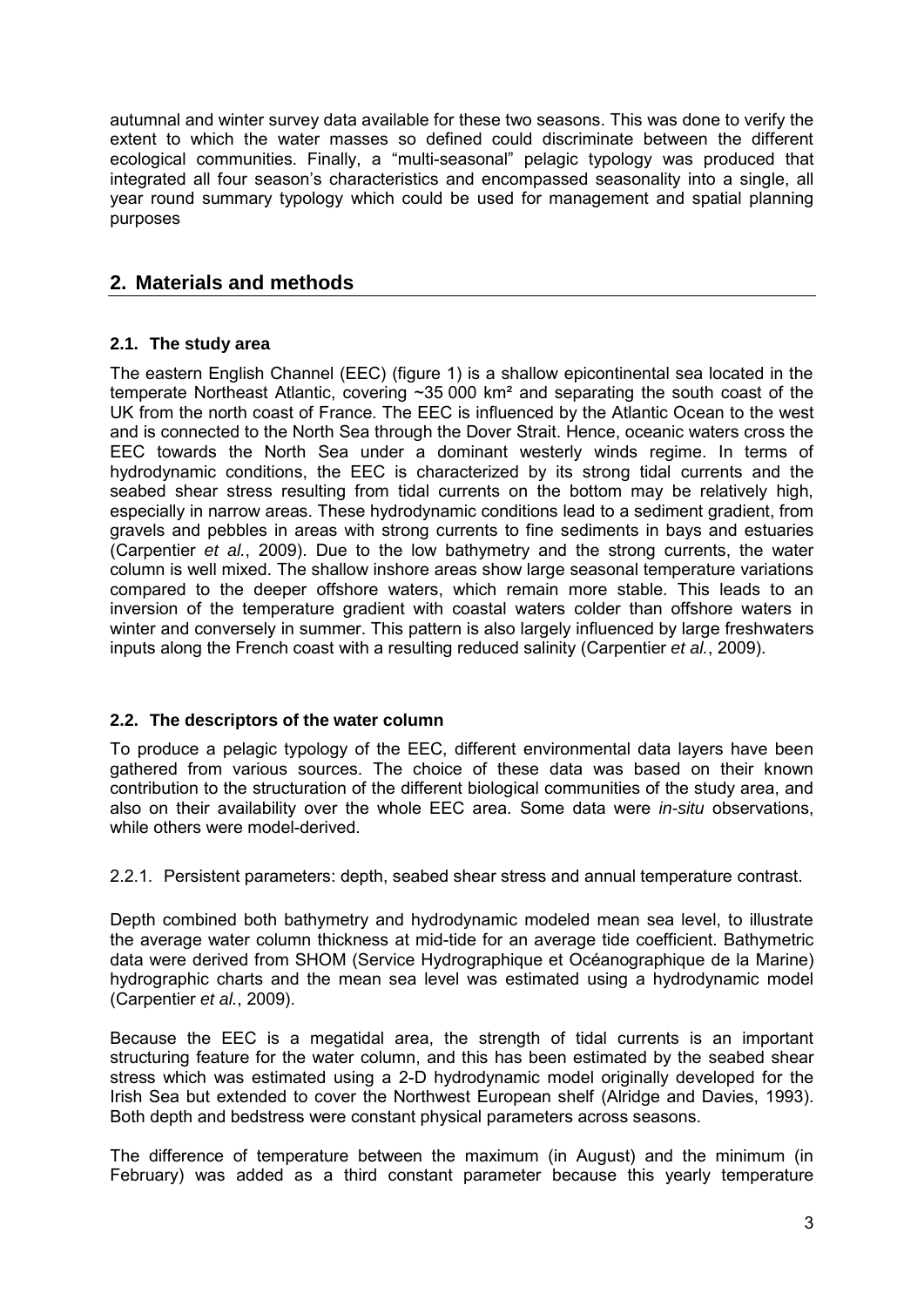autumnal and winter survey data available for these two seasons. This was done to verify the extent to which the water masses so defined could discriminate between the different ecological communities. Finally, a "multi-seasonal" pelagic typology was produced that integrated all four season's characteristics and encompassed seasonality into a single, all year round summary typology which could be used for management and spatial planning purposes

## 2. Materials and methods

### 2.1. The study area

The eastern English Channel (EEC) (figure 1) is a shallow epicontinental sea located in the temperate Northeast Atlantic, covering ~35 000 km² and separating the south coast of the UK from the north coast of France. The EEC is influenced by the Atlantic Ocean to the west and is connected to the North Sea through the Dover Strait. Hence, oceanic waters cross the EEC towards the North Sea under a dominant westerly winds regime. In terms of hydrodynamic conditions, the EEC is characterized by its strong tidal currents and the seabed shear stress resulting from tidal currents on the bottom may be relatively high, especially in narrow areas. These hydrodynamic conditions lead to a sediment gradient, from gravels and pebbles in areas with strong currents to fine sediments in bays and estuaries (Carpentier *et al.*, 2009). Due to the low bathymetry and the strong currents, the water column is well mixed. The shallow inshore areas show large seasonal temperature variations compared to the deeper offshore waters, which remain more stable. This leads to an inversion of the temperature gradient with coastal waters colder than offshore waters in winter and conversely in summer. This pattern is also largely influenced by large freshwaters inputs along the French coast with a resulting reduced salinity (Carpentier *et al.*, 2009).

### 2.2. The descriptors of the water column

To produce a pelagic typology of the EEC, different environmental data layers have been gathered from various sources. The choice of these data was based on their known contribution to the structuration of the different biological communities of the study area, and also on their availability over the whole EEC area. Some data were *in-situ* observations, while others were model-derived.

2.2.1. Persistent parameters: depth, seabed shear stress and annual temperature contrast.

Depth combined both bathymetry and hydrodynamic modeled mean sea level, to illustrate the average water column thickness at mid-tide for an average tide coefficient. Bathymetric data were derived from SHOM (Service Hydrographique et Océanographique de la Marine) hydrographic charts and the mean sea level was estimated using a hydrodynamic model (Carpentier *et al.*, 2009).

Because the EEC is a megatidal area, the strength of tidal currents is an important structuring feature for the water column, and this has been estimated by the seabed shear stress which was estimated using a 2-D hydrodynamic model originally developed for the Irish Sea but extended to cover the Northwest European shelf (Alridge and Davies, 1993). Both depth and bedstress were constant physical parameters across seasons.

The difference of temperature between the maximum (in August) and the minimum (in February) was added as a third constant parameter because this yearly temperature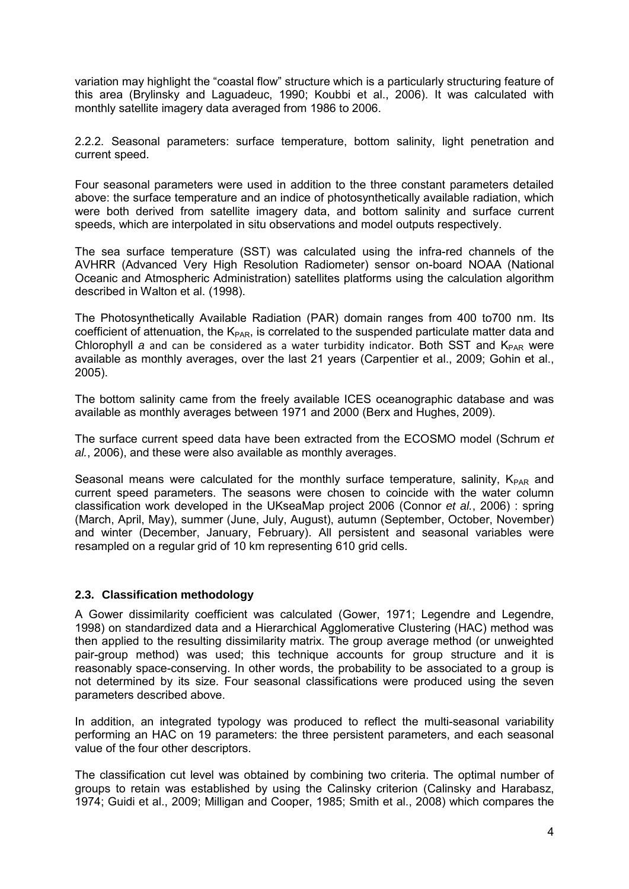variation may highlight the "coastal flow" structure which is a particularly structuring feature of this area (Brylinsky and Laguadeuc, 1990; Koubbi et al., 2006). It was calculated with monthly satellite imagery data averaged from 1986 to 2006.

2.2.2. Seasonal parameters: surface temperature, bottom salinity, light penetration and current speed.

Four seasonal parameters were used in addition to the three constant parameters detailed above: the surface temperature and an indice of photosynthetically available radiation, which were both derived from satellite imagery data, and bottom salinity and surface current speeds, which are interpolated in situ observations and model outputs respectively.

The sea surface temperature (SST) was calculated using the infra-red channels of the AVHRR (Advanced Very High Resolution Radiometer) sensor on-board NOAA (National Oceanic and Atmospheric Administration) satellites platforms using the calculation algorithm described in Walton et al. (1998).

The Photosynthetically Available Radiation (PAR) domain ranges from 400 to700 nm. Its coefficient of attenuation, the $K_{PAR}$, is correlated to the suspended particulate matter data and Chlorophyll *a* and can be considered as a water turbidity indicator. Both SST and $K_{PAR}$ were available as monthly averages, over the last 21 years (Carpentier et al., 2009; Gohin et al., 2005).

The bottom salinity came from the freely available ICES oceanographic database and was available as monthly averages between 1971 and 2000 (Berx and Hughes, 2009).

The surface current speed data have been extracted from the ECOSMO model (Schrum *et al.*, 2006), and these were also available as monthly averages.

Seasonal means were calculated for the monthly surface temperature, salinity, $K_{PAR}$ and current speed parameters. The seasons were chosen to coincide with the water column classification work developed in the UKseaMap project 2006 (Connor *et al.*, 2006) : spring (March, April, May), summer (June, July, August), autumn (September, October, November) and winter (December, January, February). All persistent and seasonal variables were resampled on a regular grid of 10 km representing 610 grid cells.

## 2.3. Classification methodology

A Gower dissimilarity coefficient was calculated (Gower, 1971; Legendre and Legendre, 1998) on standardized data and a Hierarchical Agglomerative Clustering (HAC) method was then applied to the resulting dissimilarity matrix. The group average method (or unweighted pair-group method) was used; this technique accounts for group structure and it is reasonably space-conserving. In other words, the probability to be associated to a group is not determined by its size. Four seasonal classifications were produced using the seven parameters described above.

In addition, an integrated typology was produced to reflect the multi-seasonal variability performing an HAC on 19 parameters: the three persistent parameters, and each seasonal value of the four other descriptors.

The classification cut level was obtained by combining two criteria. The optimal number of groups to retain was established by using the Calinsky criterion (Calinsky and Harabasz, 1974; Guidi et al., 2009; Milligan and Cooper, 1985; Smith et al., 2008) which compares the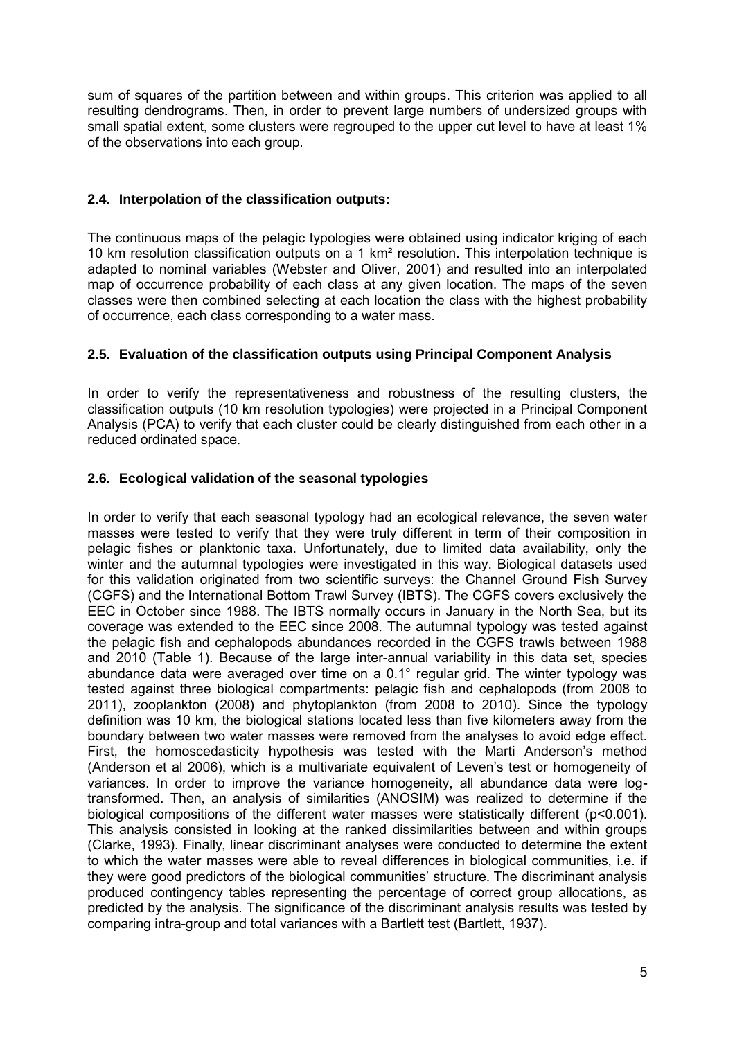sum of squares of the partition between and within groups. This criterion was applied to all resulting dendrograms. Then, in order to prevent large numbers of undersized groups with small spatial extent, some clusters were regrouped to the upper cut level to have at least 1% of the observations into each group.

### 2.4. Interpolation of the classification outputs:

The continuous maps of the pelagic typologies were obtained using indicator kriging of each 10 km resolution classification outputs on a 1 km² resolution. This interpolation technique is adapted to nominal variables (Webster and Oliver, 2001) and resulted into an interpolated map of occurrence probability of each class at any given location. The maps of the seven classes were then combined selecting at each location the class with the highest probability of occurrence, each class corresponding to a water mass.

### 2.5. Evaluation of the classification outputs using Principal Component Analysis

In order to verify the representativeness and robustness of the resulting clusters, the classification outputs (10 km resolution typologies) were projected in a Principal Component Analysis (PCA) to verify that each cluster could be clearly distinguished from each other in a reduced ordinated space.

### 2.6. Ecological validation of the seasonal typologies

In order to verify that each seasonal typology had an ecological relevance, the seven water masses were tested to verify that they were truly different in term of their composition in pelagic fishes or planktonic taxa. Unfortunately, due to limited data availability, only the winter and the autumnal typologies were investigated in this way. Biological datasets used for this validation originated from two scientific surveys: the Channel Ground Fish Survey (CGFS) and the International Bottom Trawl Survey (IBTS). The CGFS covers exclusively the EEC in October since 1988. The IBTS normally occurs in January in the North Sea, but its coverage was extended to the EEC since 2008. The autumnal typology was tested against the pelagic fish and cephalopods abundances recorded in the CGFS trawls between 1988 and 2010 (Table 1). Because of the large inter-annual variability in this data set, species abundance data were averaged over time on a 0.1° regular grid. The winter typology was tested against three biological compartments: pelagic fish and cephalopods (from 2008 to 2011), zooplankton (2008) and phytoplankton (from 2008 to 2010). Since the typology definition was 10 km, the biological stations located less than five kilometers away from the boundary between two water masses were removed from the analyses to avoid edge effect. First, the homoscedasticity hypothesis was tested with the Marti Anderson's method (Anderson et al 2006), which is a multivariate equivalent of Leven's test or homogeneity of variances. In order to improve the variance homogeneity, all abundance data were log-transformed. Then, an analysis of similarities (ANOSIM) was realized to determine if the biological compositions of the different water masses were statistically different ($p<0.001$). This analysis consisted in looking at the ranked dissimilarities between and within groups (Clarke, 1993). Finally, linear discriminant analyses were conducted to determine the extent to which the water masses were able to reveal differences in biological communities, i.e. if they were good predictors of the biological communities' structure. The discriminant analysis produced contingency tables representing the percentage of correct group allocations, as predicted by the analysis. The significance of the discriminant analysis results was tested by comparing intra-group and total variances with a Bartlett test (Bartlett, 1937).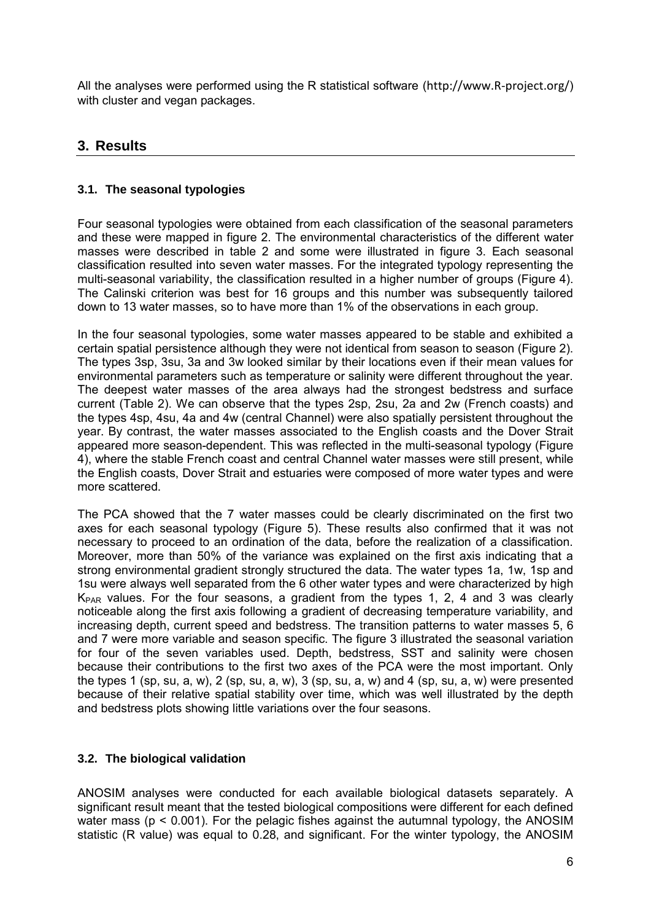All the analyses were performed using the R statistical software (http://www.R-project.org/) with cluster and vegan packages.

## 3. Results

### 3.1. The seasonal typologies

Four seasonal typologies were obtained from each classification of the seasonal parameters and these were mapped in figure 2. The environmental characteristics of the different water masses were described in table 2 and some were illustrated in figure 3. Each seasonal classification resulted into seven water masses. For the integrated typology representing the multi-seasonal variability, the classification resulted in a higher number of groups (Figure 4). The Calinski criterion was best for 16 groups and this number was subsequently tailored down to 13 water masses, so to have more than 1% of the observations in each group.

In the four seasonal typologies, some water masses appeared to be stable and exhibited a certain spatial persistence although they were not identical from season to season (Figure 2). The types 3sp, 3su, 3a and 3w looked similar by their locations even if their mean values for environmental parameters such as temperature or salinity were different throughout the year. The deepest water masses of the area always had the strongest bedstress and surface current (Table 2). We can observe that the types 2sp, 2su, 2a and 2w (French coasts) and the types 4sp, 4su, 4a and 4w (central Channel) were also spatially persistent throughout the year. By contrast, the water masses associated to the English coasts and the Dover Strait appeared more season-dependent. This was reflected in the multi-seasonal typology (Figure 4), where the stable French coast and central Channel water masses were still present, while the English coasts, Dover Strait and estuaries were composed of more water types and were more scattered.

The PCA showed that the 7 water masses could be clearly discriminated on the first two axes for each seasonal typology (Figure 5). These results also confirmed that it was not necessary to proceed to an ordination of the data, before the realization of a classification. Moreover, more than 50% of the variance was explained on the first axis indicating that a strong environmental gradient strongly structured the data. The water types 1a, 1w, 1sp and 1su were always well separated from the 6 other water types and were characterized by high $K_{PAR}$ values. For the four seasons, a gradient from the types 1, 2, 4 and 3 was clearly noticeable along the first axis following a gradient of decreasing temperature variability, and increasing depth, current speed and bedstress. The transition patterns to water masses 5, 6 and 7 were more variable and season specific. The figure 3 illustrated the seasonal variation for four of the seven variables used. Depth, bedstress, SST and salinity were chosen because their contributions to the first two axes of the PCA were the most important. Only the types 1 (sp, su, a, w), 2 (sp, su, a, w), 3 (sp, su, a, w) and 4 (sp, su, a, w) were presented because of their relative spatial stability over time, which was well illustrated by the depth and bedstress plots showing little variations over the four seasons.

### 3.2. The biological validation

ANOSIM analyses were conducted for each available biological datasets separately. A significant result meant that the tested biological compositions were different for each defined water mass ($p < 0.001$). For the pelagic fishes against the autumnal typology, the ANOSIM statistic (R value) was equal to 0.28, and significant. For the winter typology, the ANOSIM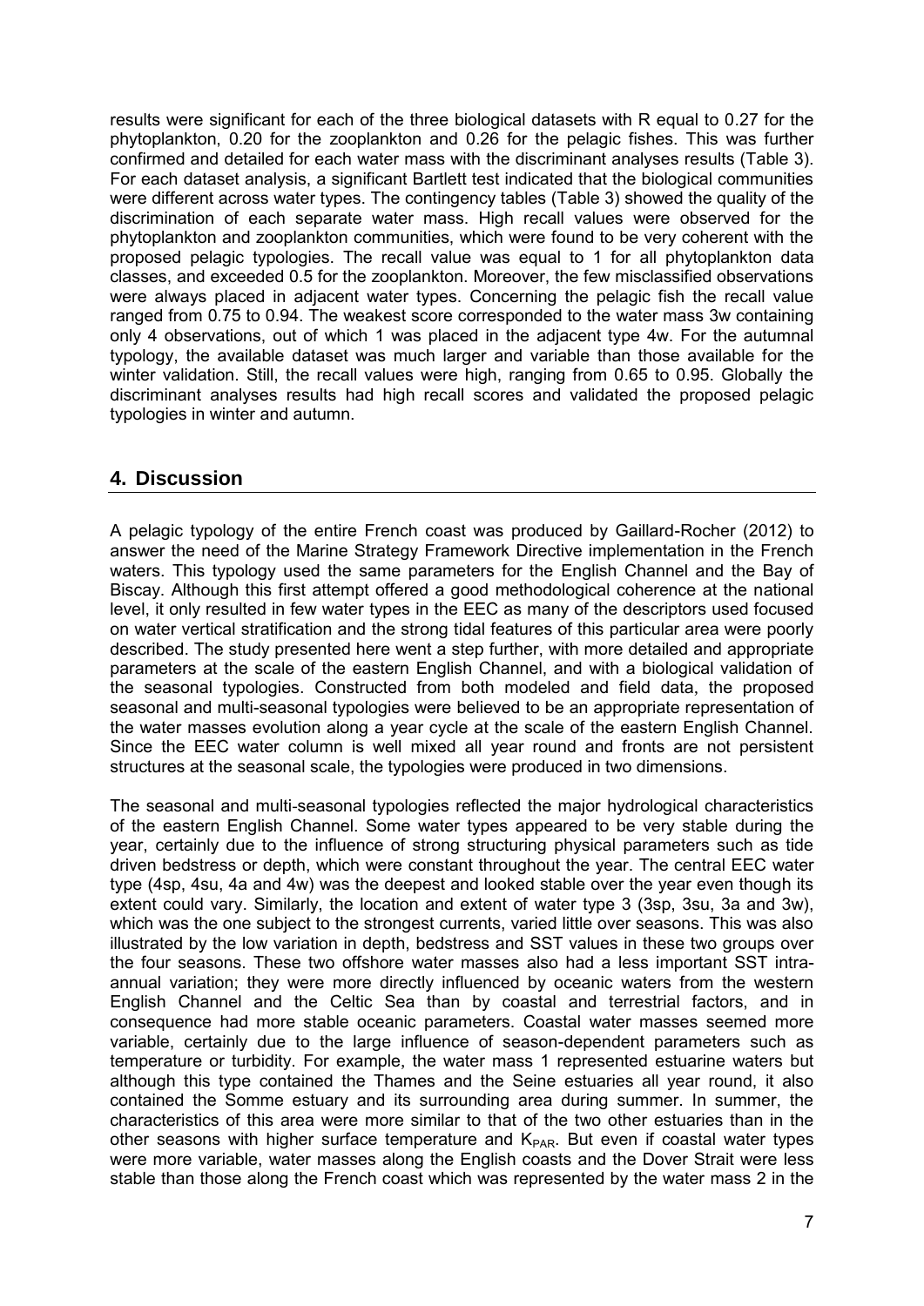results were significant for each of the three biological datasets with R equal to 0.27 for the phytoplankton, 0.20 for the zooplankton and 0.26 for the pelagic fishes. This was further confirmed and detailed for each water mass with the discriminant analyses results (Table 3). For each dataset analysis, a significant Bartlett test indicated that the biological communities were different across water types. The contingency tables (Table 3) showed the quality of the discrimination of each separate water mass. High recall values were observed for the phytoplankton and zooplankton communities, which were found to be very coherent with the proposed pelagic typologies. The recall value was equal to 1 for all phytoplankton data classes, and exceeded 0.5 for the zooplankton. Moreover, the few misclassified observations were always placed in adjacent water types. Concerning the pelagic fish the recall value ranged from 0.75 to 0.94. The weakest score corresponded to the water mass 3w containing only 4 observations, out of which 1 was placed in the adjacent type 4w. For the autumnal typology, the available dataset was much larger and variable than those available for the winter validation. Still, the recall values were high, ranging from 0.65 to 0.95. Globally the discriminant analyses results had high recall scores and validated the proposed pelagic typologies in winter and autumn.

## 4. Discussion

A pelagic typology of the entire French coast was produced by Gaillard-Rocher (2012) to answer the need of the Marine Strategy Framework Directive implementation in the French waters. This typology used the same parameters for the English Channel and the Bay of Biscay. Although this first attempt offered a good methodological coherence at the national level, it only resulted in few water types in the EEC as many of the descriptors used focused on water vertical stratification and the strong tidal features of this particular area were poorly described. The study presented here went a step further, with more detailed and appropriate parameters at the scale of the eastern English Channel, and with a biological validation of the seasonal typologies. Constructed from both modeled and field data, the proposed seasonal and multi-seasonal typologies were believed to be an appropriate representation of the water masses evolution along a year cycle at the scale of the eastern English Channel. Since the EEC water column is well mixed all year round and fronts are not persistent structures at the seasonal scale, the typologies were produced in two dimensions.

The seasonal and multi-seasonal typologies reflected the major hydrological characteristics of the eastern English Channel. Some water types appeared to be very stable during the year, certainly due to the influence of strong structuring physical parameters such as tide driven bedstress or depth, which were constant throughout the year. The central EEC water type (4sp, 4su, 4a and 4w) was the deepest and looked stable over the year even though its extent could vary. Similarly, the location and extent of water type 3 (3sp, 3su, 3a and 3w), which was the one subject to the strongest currents, varied little over seasons. This was also illustrated by the low variation in depth, bedstress and SST values in these two groups over the four seasons. These two offshore water masses also had a less important SST intra-annual variation; they were more directly influenced by oceanic waters from the western English Channel and the Celtic Sea than by coastal and terrestrial factors, and in consequence had more stable oceanic parameters. Coastal water masses seemed more variable, certainly due to the large influence of season-dependent parameters such as temperature or turbidity. For example, the water mass 1 represented estuarine waters but although this type contained the Thames and the Seine estuaries all year round, it also contained the Somme estuary and its surrounding area during summer. In summer, the characteristics of this area were more similar to that of the two other estuaries than in the other seasons with higher surface temperature and $K_{PAR}$. But even if coastal water types were more variable, water masses along the English coasts and the Dover Strait were less stable than those along the French coast which was represented by the water mass 2 in the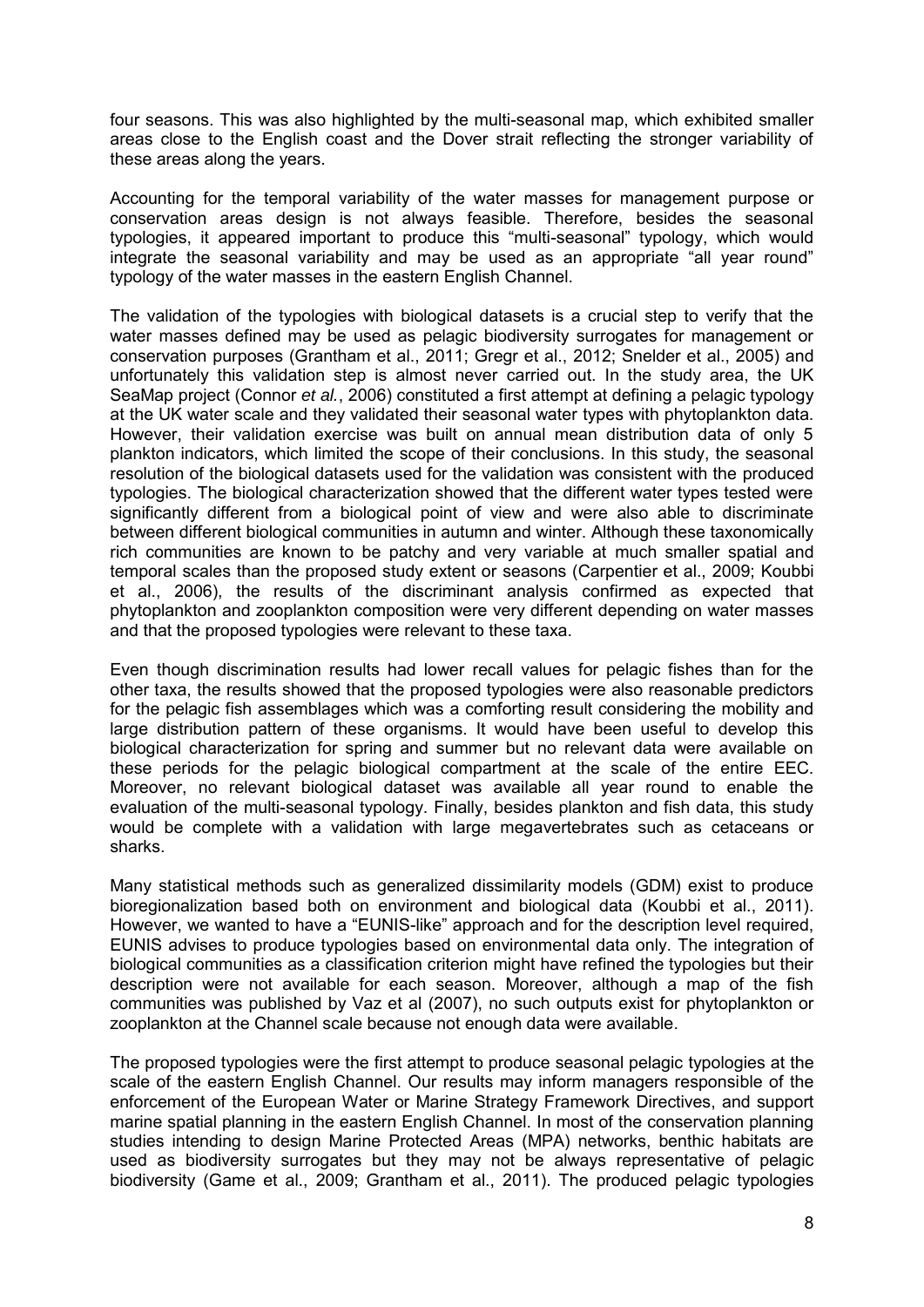four seasons. This was also highlighted by the multi-seasonal map, which exhibited smaller areas close to the English coast and the Dover strait reflecting the stronger variability of these areas along the years.

Accounting for the temporal variability of the water masses for management purpose or conservation areas design is not always feasible. Therefore, besides the seasonal typologies, it appeared important to produce this "multi-seasonal" typology, which would integrate the seasonal variability and may be used as an appropriate "all year round" typology of the water masses in the eastern English Channel.

The validation of the typologies with biological datasets is a crucial step to verify that the water masses defined may be used as pelagic biodiversity surrogates for management or conservation purposes (Grantham et al., 2011; Gregr et al., 2012; Snelder et al., 2005) and unfortunately this validation step is almost never carried out. In the study area, the UK SeaMap project (Connor *et al.*, 2006) constituted a first attempt at defining a pelagic typology at the UK water scale and they validated their seasonal water types with phytoplankton data. However, their validation exercise was built on annual mean distribution data of only 5 plankton indicators, which limited the scope of their conclusions. In this study, the seasonal resolution of the biological datasets used for the validation was consistent with the produced typologies. The biological characterization showed that the different water types tested were significantly different from a biological point of view and were also able to discriminate between different biological communities in autumn and winter. Although these taxonomically rich communities are known to be patchy and very variable at much smaller spatial and temporal scales than the proposed study extent or seasons (Carpentier et al., 2009; Koubbi et al., 2006), the results of the discriminant analysis confirmed as expected that phytoplankton and zooplankton composition were very different depending on water masses and that the proposed typologies were relevant to these taxa.

Even though discrimination results had lower recall values for pelagic fishes than for the other taxa, the results showed that the proposed typologies were also reasonable predictors for the pelagic fish assemblages which was a comforting result considering the mobility and large distribution pattern of these organisms. It would have been useful to develop this biological characterization for spring and summer but no relevant data were available on these periods for the pelagic biological compartment at the scale of the entire EEC. Moreover, no relevant biological dataset was available all year round to enable the evaluation of the multi-seasonal typology. Finally, besides plankton and fish data, this study would be complete with a validation with large megavertebrates such as cetaceans or sharks.

Many statistical methods such as generalized dissimilarity models (GDM) exist to produce bioregionalization based both on environment and biological data (Koubbi et al., 2011). However, we wanted to have a "EUNIS-like" approach and for the description level required, EUNIS advises to produce typologies based on environmental data only. The integration of biological communities as a classification criterion might have refined the typologies but their description were not available for each season. Moreover, although a map of the fish communities was published by Vaz et al (2007), no such outputs exist for phytoplankton or zooplankton at the Channel scale because not enough data were available.

The proposed typologies were the first attempt to produce seasonal pelagic typologies at the scale of the eastern English Channel. Our results may inform managers responsible of the enforcement of the European Water or Marine Strategy Framework Directives, and support marine spatial planning in the eastern English Channel. In most of the conservation planning studies intending to design Marine Protected Areas (MPA) networks, benthic habitats are used as biodiversity surrogates but they may not be always representative of pelagic biodiversity (Game et al., 2009; Grantham et al., 2011). The produced pelagic typologies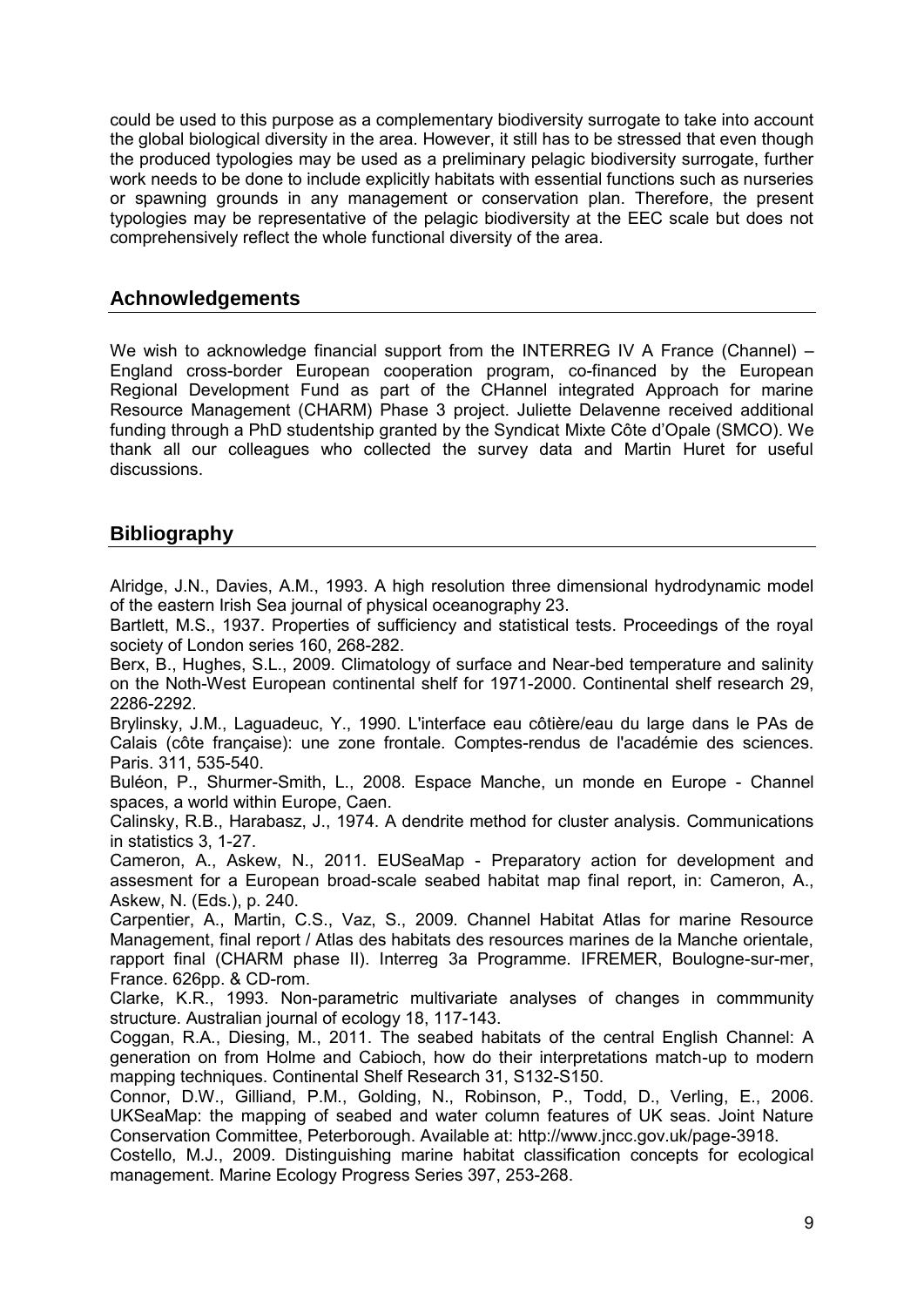could be used to this purpose as a complementary biodiversity surrogate to take into account the global biological diversity in the area. However, it still has to be stressed that even though the produced typologies may be used as a preliminary pelagic biodiversity surrogate, further work needs to be done to include explicitly habitats with essential functions such as nurseries or spawning grounds in any management or conservation plan. Therefore, the present typologies may be representative of the pelagic biodiversity at the EEC scale but does not comprehensively reflect the whole functional diversity of the area.

## Achnowledgements

We wish to acknowledge financial support from the INTERREG IV A France (Channel) – England cross-border European cooperation program, co-financed by the European Regional Development Fund as part of the CHannel integrated Approach for marine Resource Management (CHARM) Phase 3 project. Juliette Delavenne received additional funding through a PhD studentship granted by the Syndicat Mixte Côte d'Opale (SMCO). We thank all our colleagues who collected the survey data and Martin Huret for useful discussions.

## Bibliography

Alridge, J.N., Davies, A.M., 1993. A high resolution three dimensional hydrodynamic model of the eastern Irish Sea journal of physical oceanography 23.

Bartlett, M.S., 1937. Properties of sufficiency and statistical tests. Proceedings of the royal society of London series 160, 268-282.

Berx, B., Hughes, S.L., 2009. Climatology of surface and Near-bed temperature and salinity on the Noth-West European continental shelf for 1971-2000. Continental shelf research 29, 2286-2292.

Brylinsky, J.M., Laguadeuc, Y., 1990. L'interface eau côtière/eau du large dans le PAs de Calais (côte française): une zone frontale. Comptes-rendus de l'académie des sciences. Paris. 311, 535-540.

Buléon, P., Shurmer-Smith, L., 2008. Espace Manche, un monde en Europe - Channel spaces, a world within Europe, Caen.

Calinsky, R.B., Harabasz, J., 1974. A dendrite method for cluster analysis. Communications in statistics 3, 1-27.

Cameron, A., Askew, N., 2011. EUSeaMap - Preparatory action for development and assesment for a European broad-scale seabed habitat map final report, in: Cameron, A., Askew, N. (Eds.), p. 240.

Carpentier, A., Martin, C.S., Vaz, S., 2009. Channel Habitat Atlas for marine Resource Management, final report / Atlas des habitats des resources marines de la Manche orientale, rapport final (CHARM phase II). Interreg 3a Programme. IFREMER, Boulogne-sur-mer, France. 626pp. & CD-rom.

Clarke, K.R., 1993. Non-parametric multivariate analyses of changes in commmunity structure. Australian journal of ecology 18, 117-143.

Coggan, R.A., Diesing, M., 2011. The seabed habitats of the central English Channel: A generation on from Holme and Cabioch, how do their interpretations match-up to modern mapping techniques. Continental Shelf Research 31, S132-S150.

Connor, D.W., Gilliand, P.M., Golding, N., Robinson, P., Todd, D., Verling, E., 2006. UKSeaMap: the mapping of seabed and water column features of UK seas. Joint Nature Conservation Committee, Peterborough. Available at: http://www.jncc.gov.uk/page-3918.

Costello, M.J., 2009. Distinguishing marine habitat classification concepts for ecological management. Marine Ecology Progress Series 397, 253-268.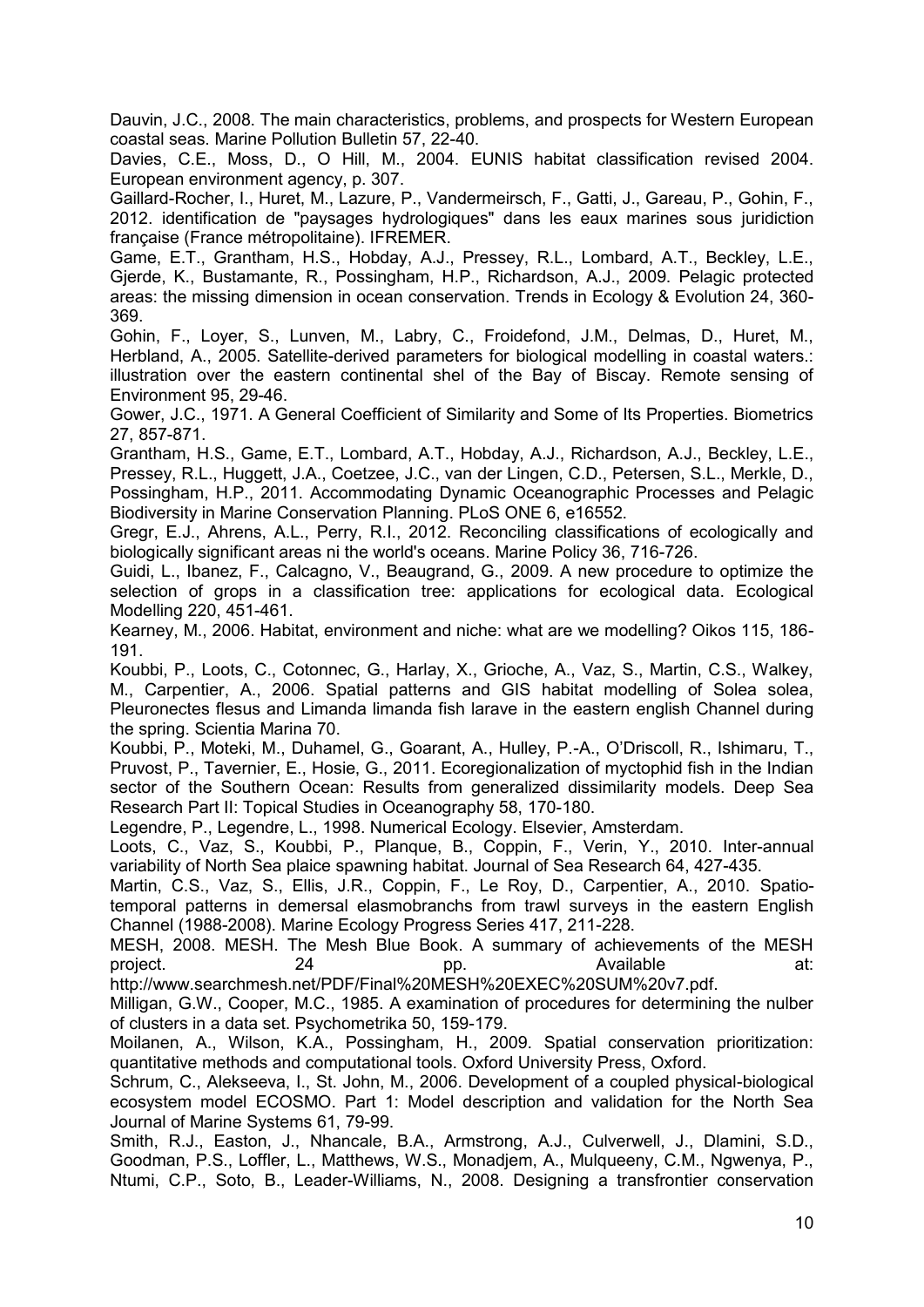Dauvin, J.C., 2008. The main characteristics, problems, and prospects for Western European coastal seas. Marine Pollution Bulletin 57, 22-40.

Davies, C.E., Moss, D., O Hill, M., 2004. EUNIS habitat classification revised 2004. European environment agency, p. 307.

Gaillard-Rocher, I., Huret, M., Lazure, P., Vandermeirsch, F., Gatti, J., Gareau, P., Gohin, F., 2012. identification de "paysages hydrologiques" dans les eaux marines sous juridiction française (France métropolitaine). IFREMER.

Game, E.T., Grantham, H.S., Hobday, A.J., Pressey, R.L., Lombard, A.T., Beckley, L.E., Gjerde, K., Bustamante, R., Possingham, H.P., Richardson, A.J., 2009. Pelagic protected areas: the missing dimension in ocean conservation. Trends in Ecology & Evolution 24, 360-369.

Gohin, F., Loyer, S., Lunven, M., Labry, C., Froidefond, J.M., Delmas, D., Huret, M., Herbland, A., 2005. Satellite-derived parameters for biological modelling in coastal waters.: illustration over the eastern continental shel of the Bay of Biscay. Remote sensing of Environment 95, 29-46.

Gower, J.C., 1971. A General Coefficient of Similarity and Some of Its Properties. Biometrics 27, 857-871.

Grantham, H.S., Game, E.T., Lombard, A.T., Hobday, A.J., Richardson, A.J., Beckley, L.E., Pressey, R.L., Huggett, J.A., Coetzee, J.C., van der Lingen, C.D., Petersen, S.L., Merkle, D., Possingham, H.P., 2011. Accommodating Dynamic Oceanographic Processes and Pelagic Biodiversity in Marine Conservation Planning. PLoS ONE 6, e16552.

Gregr, E.J., Ahrens, A.L., Perry, R.I., 2012. Reconciling classifications of ecologically and biologically significant areas ni the world's oceans. Marine Policy 36, 716-726.

Guidi, L., Ibanez, F., Calcagno, V., Beaugrand, G., 2009. A new procedure to optimize the selection of grops in a classification tree: applications for ecological data. Ecological Modelling 220, 451-461.

Kearney, M., 2006. Habitat, environment and niche: what are we modelling? Oikos 115, 186-191.

Koubbi, P., Loots, C., Cotonnec, G., Harlay, X., Grioche, A., Vaz, S., Martin, C.S., Walkey, M., Carpentier, A., 2006. Spatial patterns and GIS habitat modelling of Solea solea, Pleuronectes flesus and Limanda limanda fish larave in the eastern english Channel during the spring. Scientia Marina 70.

Koubbi, P., Moteki, M., Duhamel, G., Goarant, A., Hulley, P.-A., O'Driscoll, R., Ishimaru, T., Pruvost, P., Tavernier, E., Hosie, G., 2011. Ecoregionalization of myctophid fish in the Indian sector of the Southern Ocean: Results from generalized dissimilarity models. Deep Sea Research Part II: Topical Studies in Oceanography 58, 170-180.

Legendre, P., Legendre, L., 1998. Numerical Ecology. Elsevier, Amsterdam.

Loots, C., Vaz, S., Koubbi, P., Planque, B., Coppin, F., Verin, Y., 2010. Inter-annual variability of North Sea plaice spawning habitat. Journal of Sea Research 64, 427-435.

Martin, C.S., Vaz, S., Ellis, J.R., Coppin, F., Le Roy, D., Carpentier, A., 2010. Spatio-temporal patterns in demersal elasmobranchs from trawl surveys in the eastern English Channel (1988-2008). Marine Ecology Progress Series 417, 211-228.

MESH, 2008. MESH. The Mesh Blue Book. A summary of achievements of the MESH project. 24 pp. Available at: http://www.searchmesh.net/PDF/Final%20MESH%20EXEC%20SUM%20v7.pdf.

Milligan, G.W., Cooper, M.C., 1985. A examination of procedures for determining the nulber of clusters in a data set. Psychometrika 50, 159-179.

Moilanen, A., Wilson, K.A., Possingham, H., 2009. Spatial conservation prioritization: quantitative methods and computational tools. Oxford University Press, Oxford.

Schrum, C., Alekseeva, I., St. John, M., 2006. Development of a coupled physical-biological ecosystem model ECOSMO. Part 1: Model description and validation for the North Sea Journal of Marine Systems 61, 79-99.

Smith, R.J., Easton, J., Nhancale, B.A., Armstrong, A.J., Culverwell, J., Dlamini, S.D., Goodman, P.S., Loffler, L., Matthews, W.S., Monadjem, A., Mulqueeny, C.M., Ngwenya, P., Ntumi, C.P., Soto, B., Leader-Williams, N., 2008. Designing a transfrontier conservation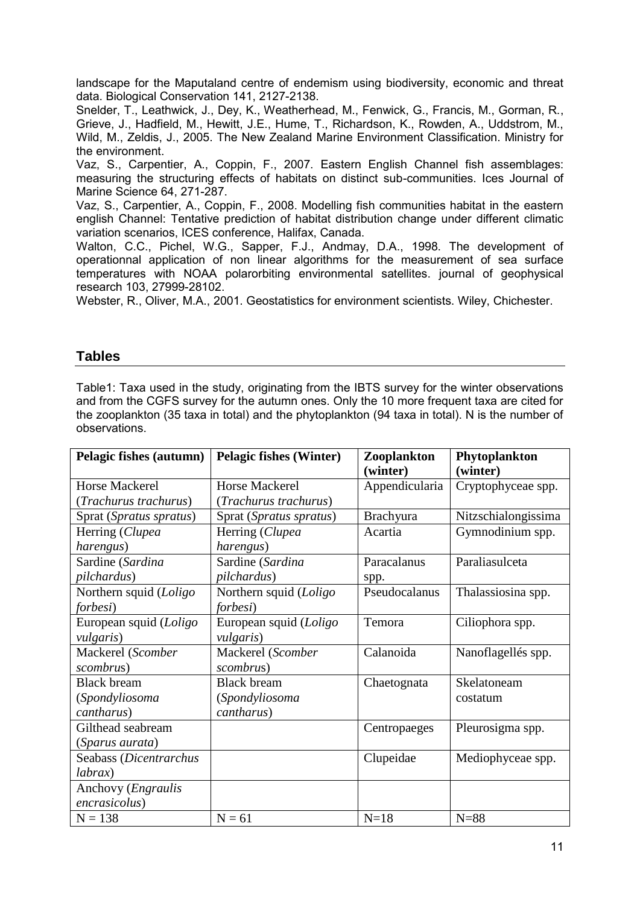landscape for the Maputaland centre of endemism using biodiversity, economic and threat data. Biological Conservation 141, 2127-2138.

Snelder, T., Leathwick, J., Dey, K., Weatherhead, M., Fenwick, G., Francis, M., Gorman, R., Grieve, J., Hadfield, M., Hewitt, J.E., Hume, T., Richardson, K., Rowden, A., Uddstrom, M., Wild, M., Zeldis, J., 2005. The New Zealand Marine Environment Classification. Ministry for the environment.

Vaz, S., Carpentier, A., Coppin, F., 2007. Eastern English Channel fish assemblages: measuring the structuring effects of habitats on distinct sub-communities. Ices Journal of Marine Science 64, 271-287.

Vaz, S., Carpentier, A., Coppin, F., 2008. Modelling fish communities habitat in the eastern english Channel: Tentative prediction of habitat distribution change under different climatic variation scenarios, ICES conference, Halifax, Canada.

Walton, C.C., Pichel, W.G., Sapper, F.J., Andmay, D.A., 1998. The development of operationnal application of non linear algorithms for the measurement of sea surface temperatures with NOAA polarorbiting environmental satellites. journal of geophysical research 103, 27999-28102.

Webster, R., Oliver, M.A., 2001. Geostatistics for environment scientists. Wiley, Chichester.

## Tables

Table1: Taxa used in the study, originating from the IBTS survey for the winter observations and from the CGFS survey for the autumn ones. Only the 10 more frequent taxa are cited for the zooplankton (35 taxa in total) and the phytoplankton (94 taxa in total). N is the number of observations.

| **Pelagic fishes (autumn)** | **Pelagic fishes (Winter)** | **Zooplankton (winter)** | **Phytoplankton (winter)** |
|---|---|---|---|
| Horse Mackerel (*Trachurus trachurus*) | Horse Mackerel (*Trachurus trachurus*) | Appendicularia | Cryptophyceae spp. |
| Sprat (*Spratus spratus*) | Sprat (*Spratus spratus*) | Brachyura | Nitzschialongissima |
| Herring (*Clupea harengus*) | Herring (*Clupea harengus*) | Acartia | Gymnodinium spp. |
| Sardine (*Sardina pilchardus*) | Sardine (*Sardina pilchardus*) | Paracalanus spp. | Paraliasulceta |
| Northern squid (*Loligo forbesi*) | Northern squid (*Loligo forbesi*) | Pseudocalanus | Thalassiosina spp. |
| European squid (*Loligo vulgaris*) | European squid (*Loligo vulgaris*) | Temora | Ciliophora spp. |
| Mackerel (*Scomber scombrus*) | Mackerel (*Scomber scombrus*) | Calanoida | Nanoflagellés spp. |
| Black bream (*Spondyliosoma cantharus*) | Black bream (*Spondyliosoma cantharus*) | Chaetognata | Skelatoneam costatum |
| Gilthead seabream (*Sparus aurata*) | | Centropaeges | Pleurosigma spp. |
| Seabass (*Dicentrarchus labrax*) | | Clupeidae | Mediophyceae spp. |
| Anchovy (*Engraulis encrasicolus*) | | | |
| N = 138 | N = 61 | N=18 | N=88 |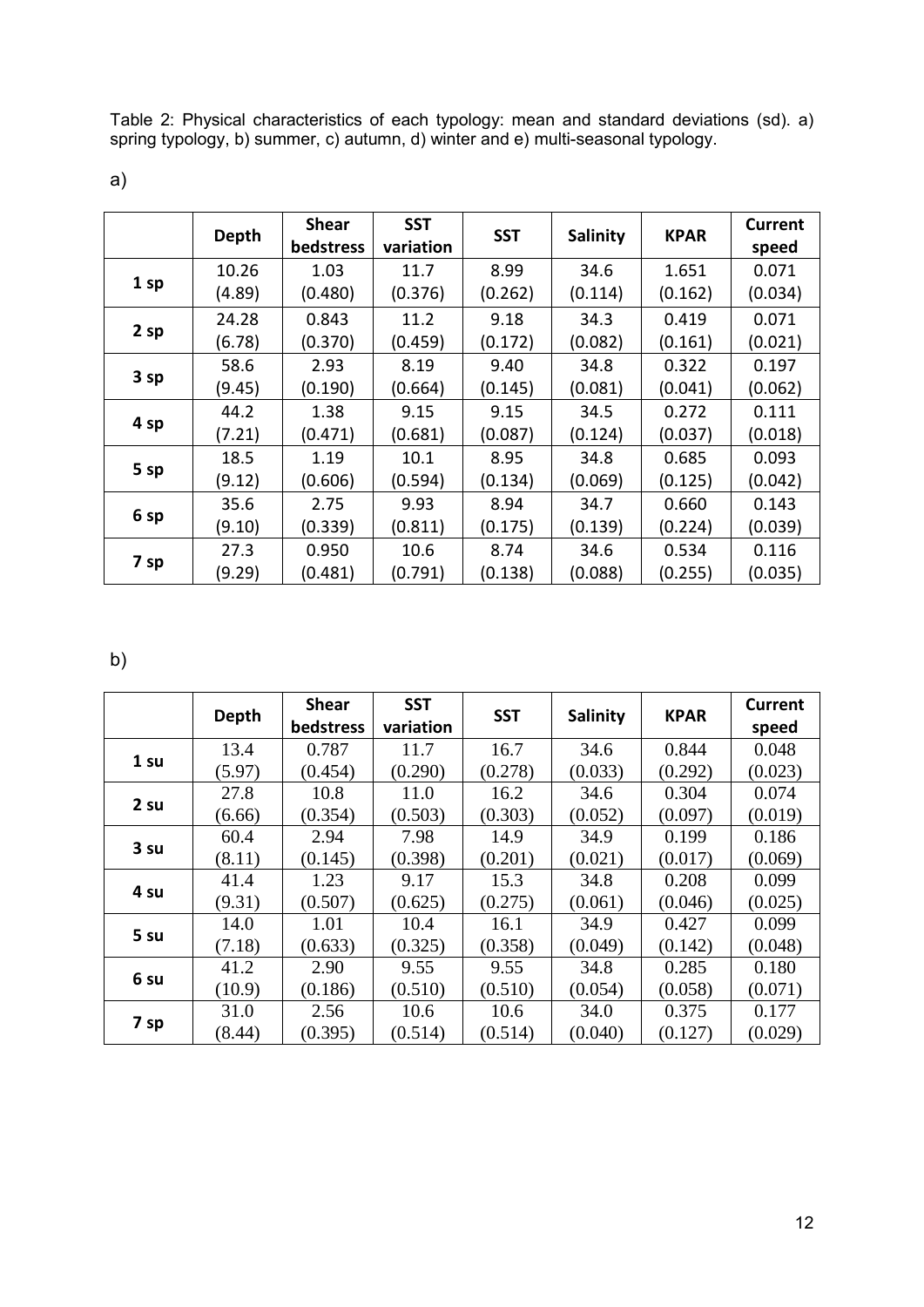Table 2: Physical characteristics of each typology: mean and standard deviations (sd). a) spring typology, b) summer, c) autumn, d) winter and e) multi-seasonal typology.

a)

| | Depth | Shear bedstress | SST variation | SST | Salinity | KPAR | Current speed |
|---|---|---|---|---|---|---|---|
| 1 sp | 10.26 (4.89) | 1.03 (0.480) | 11.7 (0.376) | 8.99 (0.262) | 34.6 (0.114) | 1.651 (0.162) | 0.071 (0.034) |
| 2 sp | 24.28 (6.78) | 0.843 (0.370) | 11.2 (0.459) | 9.18 (0.172) | 34.3 (0.082) | 0.419 (0.161) | 0.071 (0.021) |
| 3 sp | 58.6 (9.45) | 2.93 (0.190) | 8.19 (0.664) | 9.40 (0.145) | 34.8 (0.081) | 0.322 (0.041) | 0.197 (0.062) |
| 4 sp | 44.2 (7.21) | 1.38 (0.471) | 9.15 (0.681) | 9.15 (0.087) | 34.5 (0.124) | 0.272 (0.037) | 0.111 (0.018) |
| 5 sp | 18.5 (9.12) | 1.19 (0.606) | 10.1 (0.594) | 8.95 (0.134) | 34.8 (0.069) | 0.685 (0.125) | 0.093 (0.042) |
| 6 sp | 35.6 (9.10) | 2.75 (0.339) | 9.93 (0.811) | 8.94 (0.175) | 34.7 (0.139) | 0.660 (0.224) | 0.143 (0.039) |
| 7 sp | 27.3 (9.29) | 0.950 (0.481) | 10.6 (0.791) | 8.74 (0.138) | 34.6 (0.088) | 0.534 (0.255) | 0.116 (0.035) |

b)

| | Depth | Shear bedstress | SST variation | SST | Salinity | KPAR | Current speed |
|---|---|---|---|---|---|---|---|
| 1 su | 13.4 (5.97) | 0.787 (0.454) | 11.7 (0.290) | 16.7 (0.278) | 34.6 (0.033) | 0.844 (0.292) | 0.048 (0.023) |
| 2 su | 27.8 (6.66) | 10.8 (0.354) | 11.0 (0.503) | 16.2 (0.303) | 34.6 (0.052) | 0.304 (0.097) | 0.074 (0.019) |
| 3 su | 60.4 (8.11) | 2.94 (0.145) | 7.98 (0.398) | 14.9 (0.201) | 34.9 (0.021) | 0.199 (0.017) | 0.186 (0.069) |
| 4 su | 41.4 (9.31) | 1.23 (0.507) | 9.17 (0.625) | 15.3 (0.275) | 34.8 (0.061) | 0.208 (0.046) | 0.099 (0.025) |
| 5 su | 14.0 (7.18) | 1.01 (0.633) | 10.4 (0.325) | 16.1 (0.358) | 34.9 (0.049) | 0.427 (0.142) | 0.099 (0.048) |
| 6 su | 41.2 (10.9) | 2.90 (0.186) | 9.55 (0.510) | 9.55 (0.510) | 34.8 (0.054) | 0.285 (0.058) | 0.180 (0.071) |
| 7 sp | 31.0 (8.44) | 2.56 (0.395) | 10.6 (0.514) | 10.6 (0.514) | 34.0 (0.040) | 0.375 (0.127) | 0.177 (0.029) |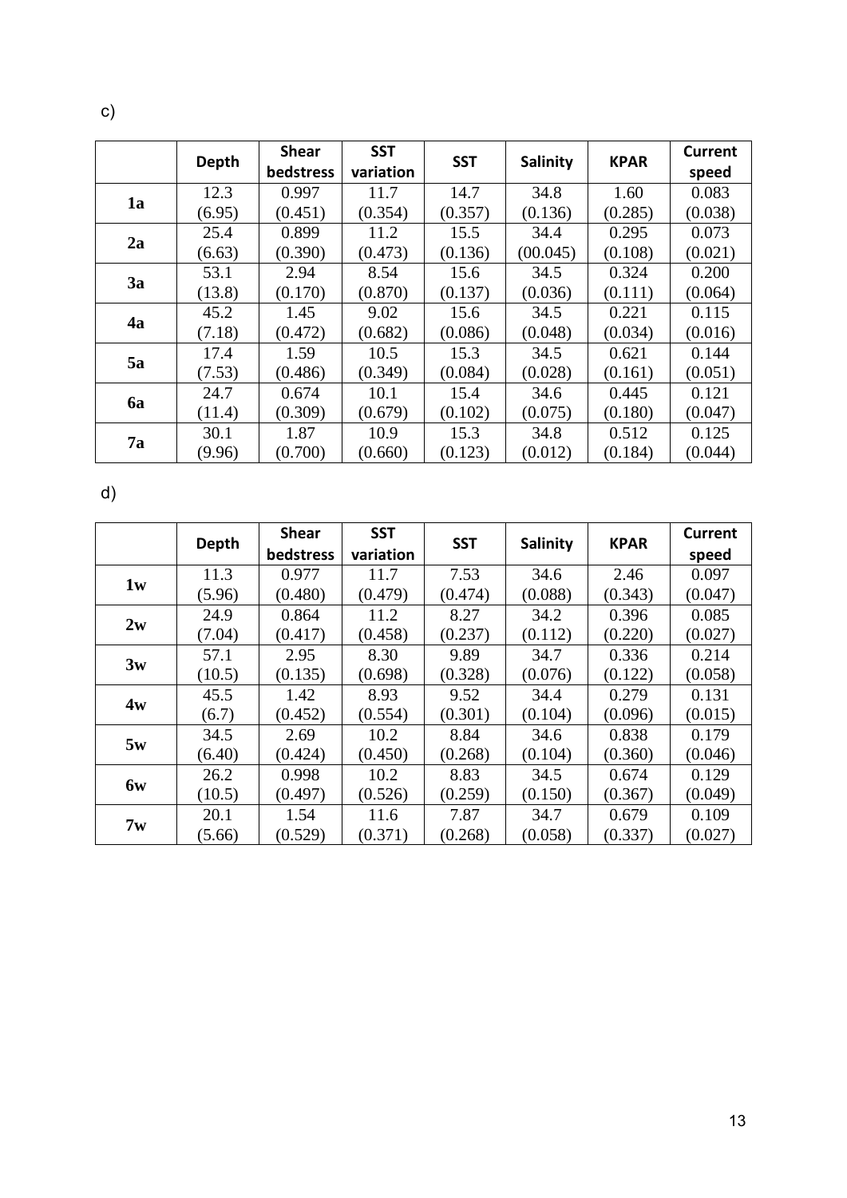c)

| | Depth | Shear bedstress | SST variation | SST | Salinity | KPAR | Current speed |
|---|---|---|---|---|---|---|---|
| **1a** | 12.3 (6.95) | 0.997 (0.451) | 11.7 (0.354) | 14.7 (0.357) | 34.8 (0.136) | 1.60 (0.285) | 0.083 (0.038) |
| **2a** | 25.4 (6.63) | 0.899 (0.390) | 11.2 (0.473) | 15.5 (0.136) | 34.4 (00.045) | 0.295 (0.108) | 0.073 (0.021) |
| **3a** | 53.1 (13.8) | 2.94 (0.170) | 8.54 (0.870) | 15.6 (0.137) | 34.5 (0.036) | 0.324 (0.111) | 0.200 (0.064) |
| **4a** | 45.2 (7.18) | 1.45 (0.472) | 9.02 (0.682) | 15.6 (0.086) | 34.5 (0.048) | 0.221 (0.034) | 0.115 (0.016) |
| **5a** | 17.4 (7.53) | 1.59 (0.486) | 10.5 (0.349) | 15.3 (0.084) | 34.5 (0.028) | 0.621 (0.161) | 0.144 (0.051) |
| **6a** | 24.7 (11.4) | 0.674 (0.309) | 10.1 (0.679) | 15.4 (0.102) | 34.6 (0.075) | 0.445 (0.180) | 0.121 (0.047) |
| **7a** | 30.1 (9.96) | 1.87 (0.700) | 10.9 (0.660) | 15.3 (0.123) | 34.8 (0.012) | 0.512 (0.184) | 0.125 (0.044) |

d)

| | Depth | Shear bedstress | SST variation | SST | Salinity | KPAR | Current speed |
|---|---|---|---|---|---|---|---|
| **1w** | 11.3 (5.96) | 0.977 (0.480) | 11.7 (0.479) | 7.53 (0.474) | 34.6 (0.088) | 2.46 (0.343) | 0.097 (0.047) |
| **2w** | 24.9 (7.04) | 0.864 (0.417) | 11.2 (0.458) | 8.27 (0.237) | 34.2 (0.112) | 0.396 (0.220) | 0.085 (0.027) |
| **3w** | 57.1 (10.5) | 2.95 (0.135) | 8.30 (0.698) | 9.89 (0.328) | 34.7 (0.076) | 0.336 (0.122) | 0.214 (0.058) |
| **4w** | 45.5 (6.7) | 1.42 (0.452) | 8.93 (0.554) | 9.52 (0.301) | 34.4 (0.104) | 0.279 (0.096) | 0.131 (0.015) |
| **5w** | 34.5 (6.40) | 2.69 (0.424) | 10.2 (0.450) | 8.84 (0.268) | 34.6 (0.104) | 0.838 (0.360) | 0.179 (0.046) |
| **6w** | 26.2 (10.5) | 0.998 (0.497) | 10.2 (0.526) | 8.83 (0.259) | 34.5 (0.150) | 0.674 (0.367) | 0.129 (0.049) |
| **7w** | 20.1 (5.66) | 1.54 (0.529) | 11.6 (0.371) | 7.87 (0.268) | 34.7 (0.058) | 0.679 (0.337) | 0.109 (0.027) |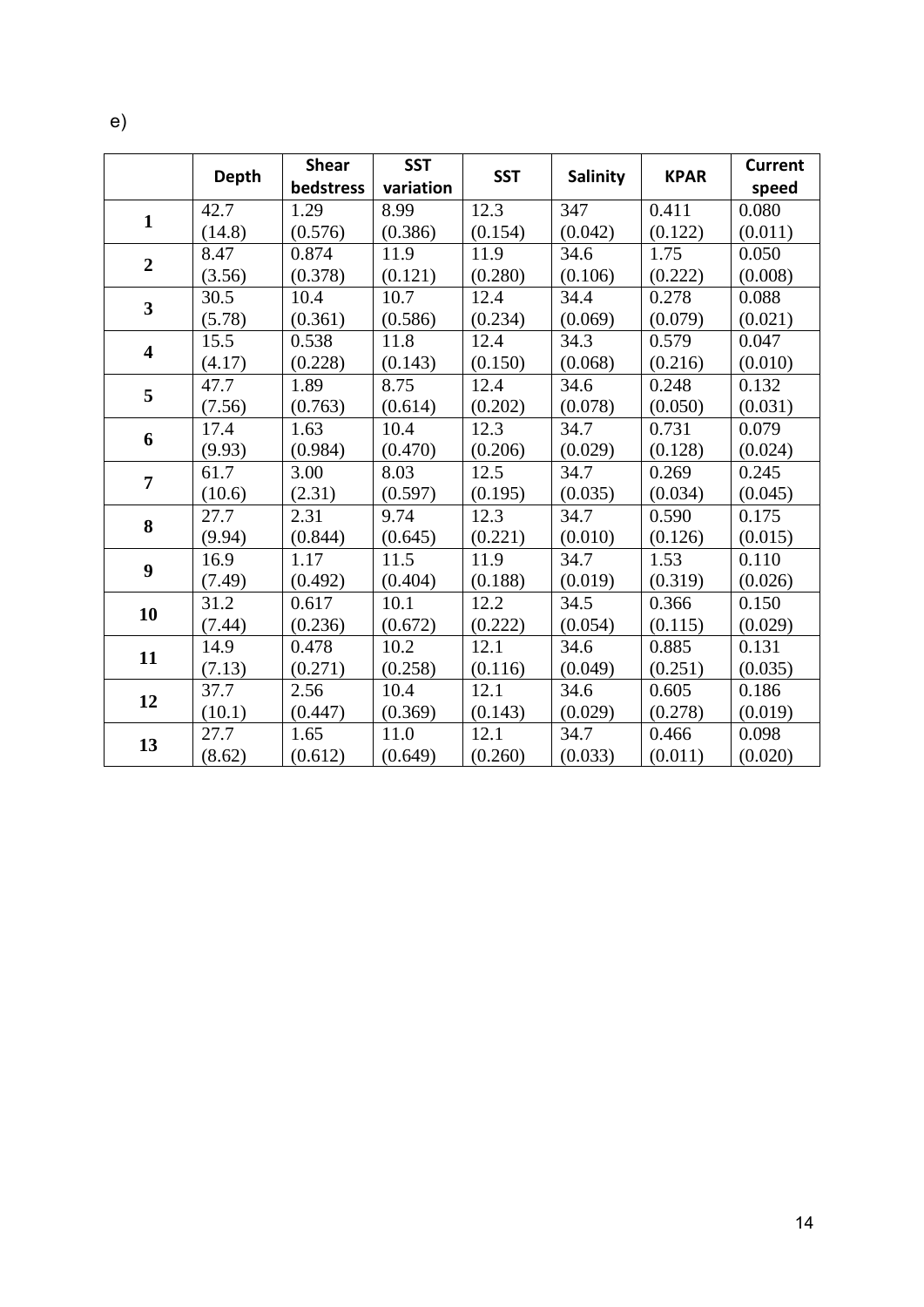e)

| | Depth | Shear bedstress | SST variation | SST | Salinity | KPAR | Current speed |
|---|---|---|---|---|---|---|---|
| **1** | 42.7 (14.8) | 1.29 (0.576) | 8.99 (0.386) | 12.3 (0.154) | 347 (0.042) | 0.411 (0.122) | 0.080 (0.011) |
| **2** | 8.47 (3.56) | 0.874 (0.378) | 11.9 (0.121) | 11.9 (0.280) | 34.6 (0.106) | 1.75 (0.222) | 0.050 (0.008) |
| **3** | 30.5 (5.78) | 10.4 (0.361) | 10.7 (0.586) | 12.4 (0.234) | 34.4 (0.069) | 0.278 (0.079) | 0.088 (0.021) |
| **4** | 15.5 (4.17) | 0.538 (0.228) | 11.8 (0.143) | 12.4 (0.150) | 34.3 (0.068) | 0.579 (0.216) | 0.047 (0.010) |
| **5** | 47.7 (7.56) | 1.89 (0.763) | 8.75 (0.614) | 12.4 (0.202) | 34.6 (0.078) | 0.248 (0.050) | 0.132 (0.031) |
| **6** | 17.4 (9.93) | 1.63 (0.984) | 10.4 (0.470) | 12.3 (0.206) | 34.7 (0.029) | 0.731 (0.128) | 0.079 (0.024) |
| **7** | 61.7 (10.6) | 3.00 (2.31) | 8.03 (0.597) | 12.5 (0.195) | 34.7 (0.035) | 0.269 (0.034) | 0.245 (0.045) |
| **8** | 27.7 (9.94) | 2.31 (0.844) | 9.74 (0.645) | 12.3 (0.221) | 34.7 (0.010) | 0.590 (0.126) | 0.175 (0.015) |
| **9** | 16.9 (7.49) | 1.17 (0.492) | 11.5 (0.404) | 11.9 (0.188) | 34.7 (0.019) | 1.53 (0.319) | 0.110 (0.026) |
| **10** | 31.2 (7.44) | 0.617 (0.236) | 10.1 (0.672) | 12.2 (0.222) | 34.5 (0.054) | 0.366 (0.115) | 0.150 (0.029) |
| **11** | 14.9 (7.13) | 0.478 (0.271) | 10.2 (0.258) | 12.1 (0.116) | 34.6 (0.049) | 0.885 (0.251) | 0.131 (0.035) |
| **12** | 37.7 (10.1) | 2.56 (0.447) | 10.4 (0.369) | 12.1 (0.143) | 34.6 (0.029) | 0.605 (0.278) | 0.186 (0.019) |
| **13** | 27.7 (8.62) | 1.65 (0.612) | 11.0 (0.649) | 12.1 (0.260) | 34.7 (0.033) | 0.466 (0.011) | 0.098 (0.020) |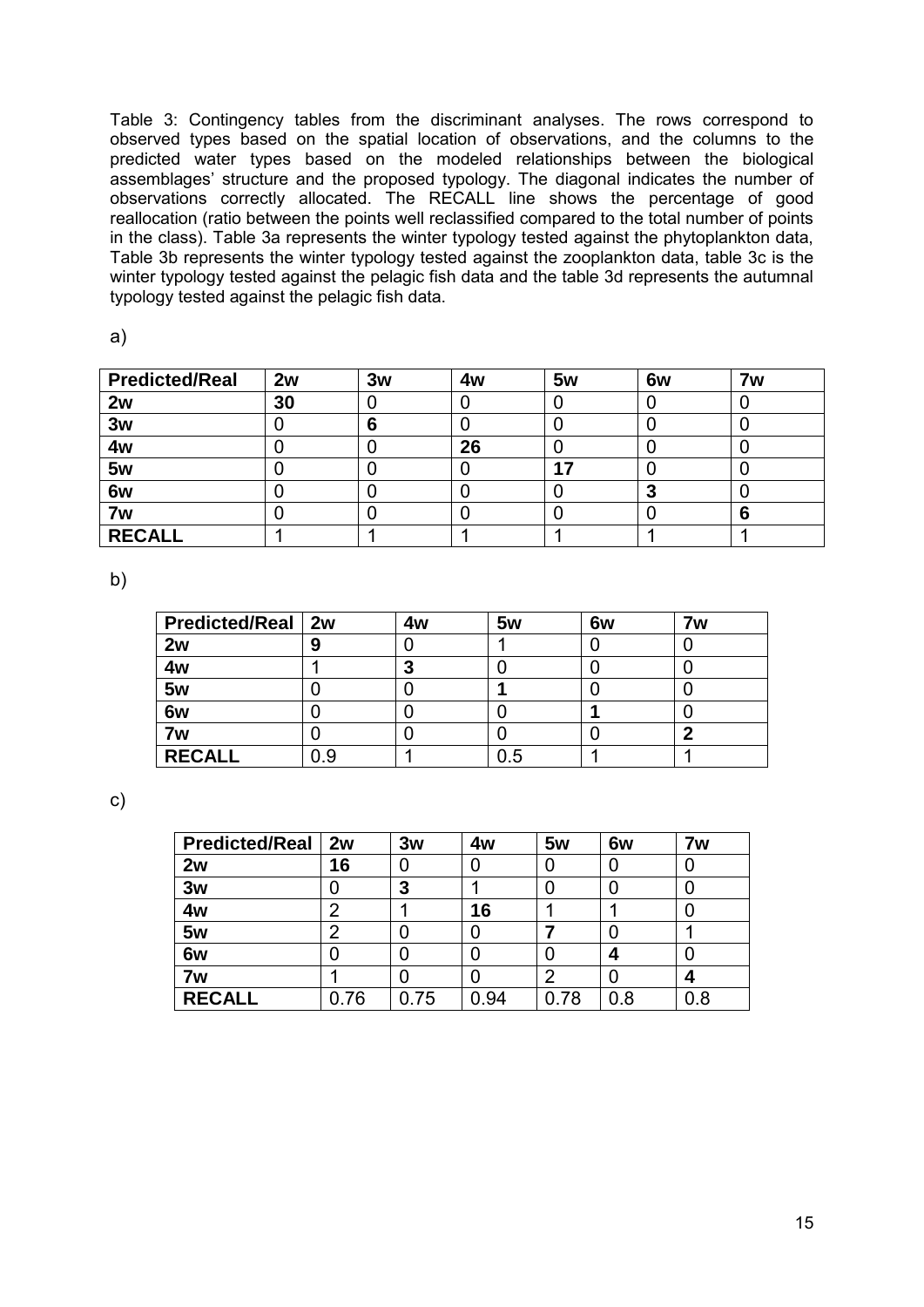Table 3: Contingency tables from the discriminant analyses. The rows correspond to observed types based on the spatial location of observations, and the columns to the predicted water types based on the modeled relationships between the biological assemblages' structure and the proposed typology. The diagonal indicates the number of observations correctly allocated. The RECALL line shows the percentage of good reallocation (ratio between the points well reclassified compared to the total number of points in the class). Table 3a represents the winter typology tested against the phytoplankton data, Table 3b represents the winter typology tested against the zooplankton data, table 3c is the winter typology tested against the pelagic fish data and the table 3d represents the autumnal typology tested against the pelagic fish data.

a)

| **Predicted/Real** | **2w** | **3w** | **4w** | **5w** | **6w** | **7w** |
|---|---|---|---|---|---|---|
| **2w** | **30** | 0 | 0 | 0 | 0 | 0 |
| **3w** | 0 | **6** | 0 | 0 | 0 | 0 |
| **4w** | 0 | 0 | **26** | 0 | 0 | 0 |
| **5w** | 0 | 0 | 0 | **17** | 0 | 0 |
| **6w** | 0 | 0 | 0 | 0 | **3** | 0 |
| **7w** | 0 | 0 | 0 | 0 | 0 | **6** |
| **RECALL** | 1 | 1 | 1 | 1 | 1 | 1 |

b)

| **Predicted/Real** | **2w** | **4w** | **5w** | **6w** | **7w** |
|---|---|---|---|---|---|
| **2w** | **9** | 0 | 1 | 0 | 0 |
| **4w** | 1 | **3** | 0 | 0 | 0 |
| **5w** | 0 | 0 | **1** | 0 | 0 |
| **6w** | 0 | 0 | 0 | **1** | 0 |
| **7w** | 0 | 0 | 0 | 0 | **2** |
| **RECALL** | 0.9 | 1 | 0.5 | 1 | 1 |

c)

| **Predicted/Real** | **2w** | **3w** | **4w** | **5w** | **6w** | **7w** |
|---|---|---|---|---|---|---|
| **2w** | **16** | 0 | 0 | 0 | 0 | 0 |
| **3w** | 0 | **3** | 1 | 0 | 0 | 0 |
| **4w** | 2 | 1 | **16** | 1 | 1 | 0 |
| **5w** | 2 | 0 | 0 | **7** | 0 | 1 |
| **6w** | 0 | 0 | 0 | 0 | **4** | 0 |
| **7w** | 1 | 0 | 0 | 2 | 0 | **4** |
| **RECALL** | 0.76 | 0.75 | 0.94 | 0.78 | 0.8 | 0.8 |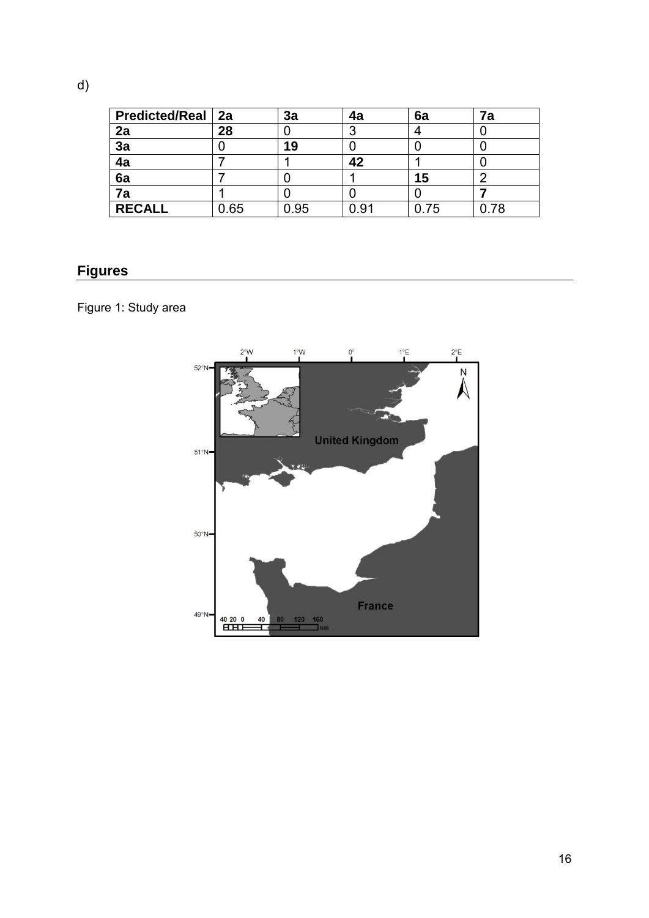d)

| **Predicted/Real** | **2a** | **3a** | **4a** | **6a** | **7a** |
|---|---|---|---|---|---|
| **2a** | **28** | 0 | 3 | 4 | 0 |
| **3a** | 0 | **19** | 0 | 0 | 0 |
| **4a** | 7 | 1 | **42** | 1 | 0 |
| **6a** | 7 | 0 | 1 | **15** | 2 |
| **7a** | 1 | 0 | 0 | 0 | **7** |
| **RECALL** | 0.65 | 0.95 | 0.91 | 0.75 | 0.78 |

## Figures

Figure 1: Study area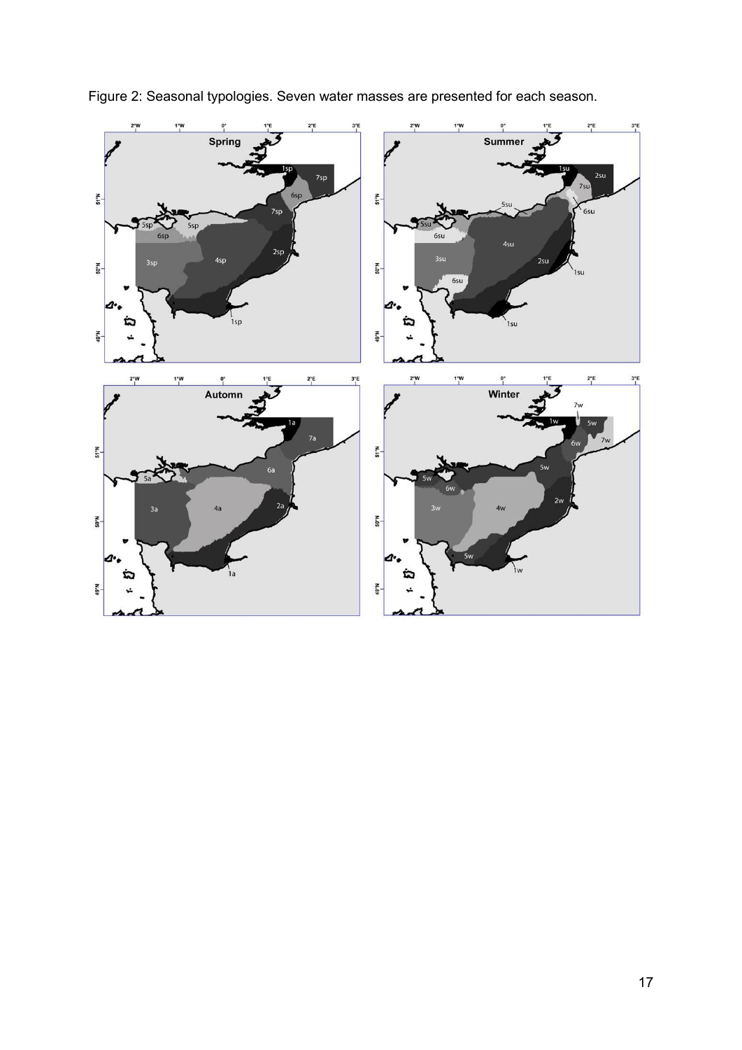Figure 2: Seasonal typologies. Seven water masses are presented for each season.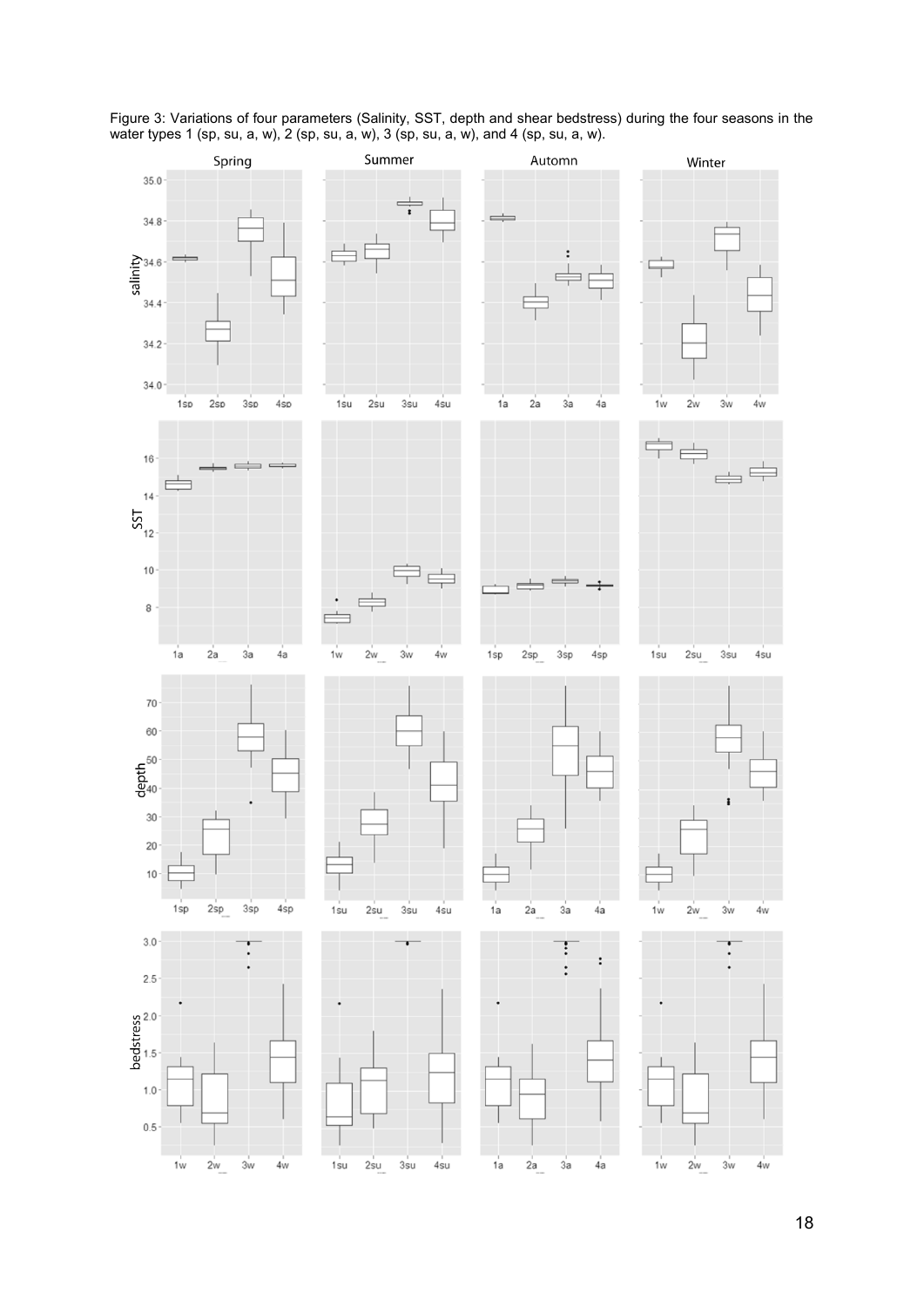Figure 3: Variations of four parameters (Salinity, SST, depth and shear bedstress) during the four seasons in the water types 1 (sp, su, a, w), 2 (sp, su, a, w), 3 (sp, su, a, w), and 4 (sp, su, a, w).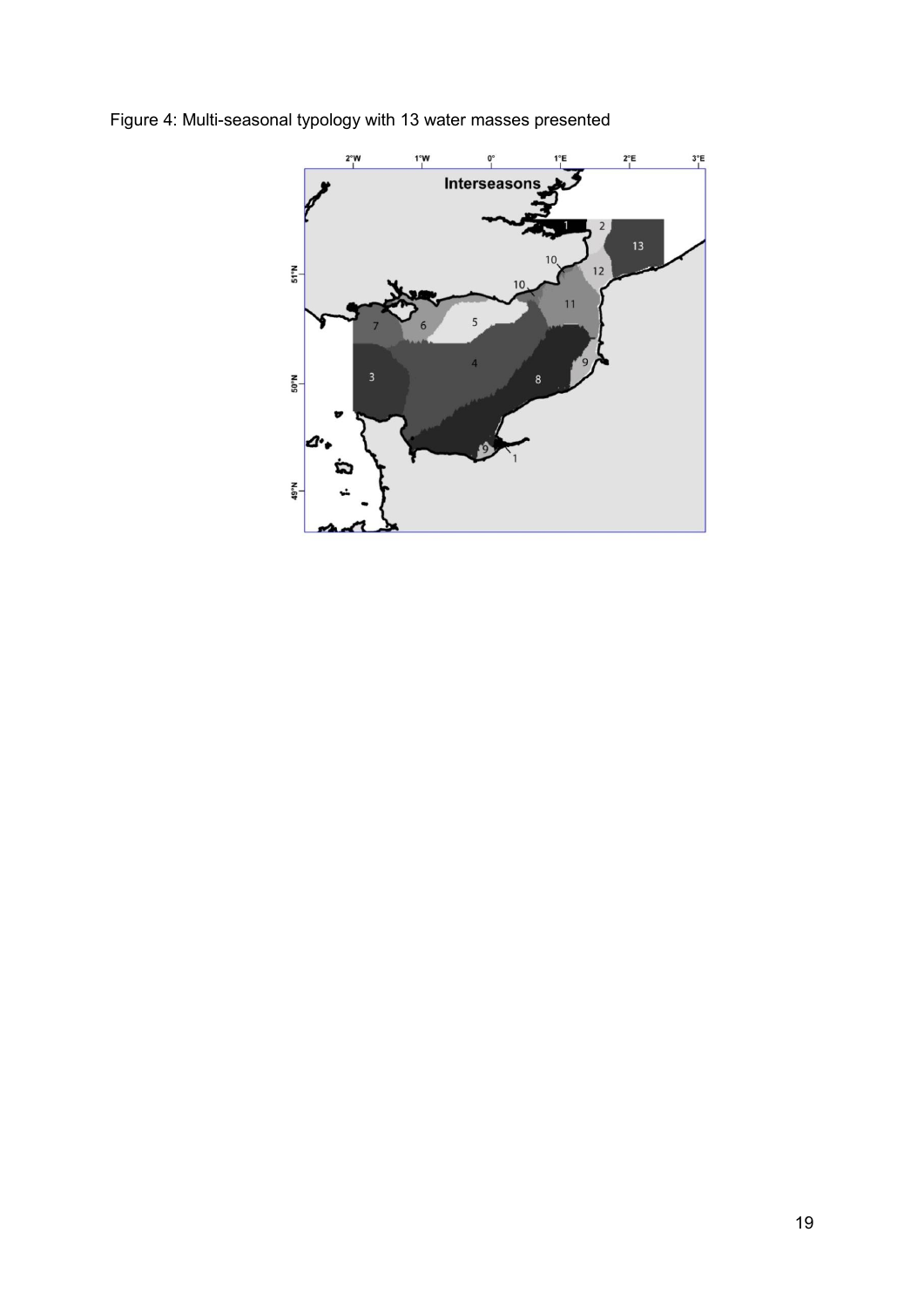Figure 4: Multi-seasonal typology with 13 water masses presented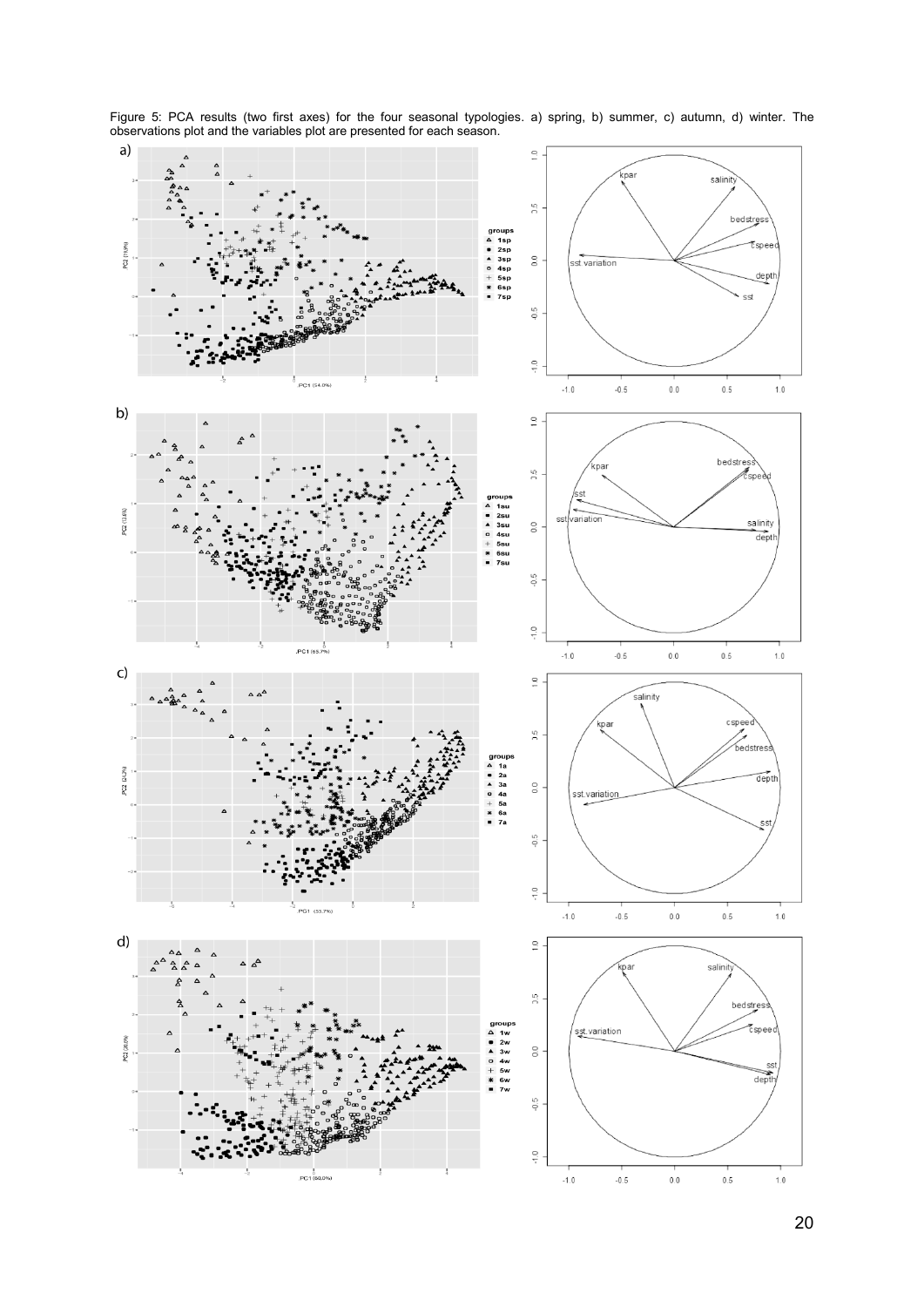Figure 5: PCA results (two first axes) for the four seasonal typologies. a) spring, b) summer, c) autumn, d) winter. The observations plot and the variables plot are presented for each season.

a)

groups
1sp
2sp
3sp
4sp
5sp
6sp
7sp

PC1 (54.0%)

PC2 (19.3%)

kpar
salinity
bedstress
cspeed
sst.variation
depth
sst

b)

groups
1su
2su
3su
4su
5su
6su
7su

PC1 (65.7%)

PC2 (18.6%)

kpar
bedstress
cspeed
sst
sst.variation
salinity
depth

c)

groups
1a
2a
3a
4a
5a
6a
7a

PC1 (55.7%)

PC2 (24.2%)

salinity
kpar
cspeed
bedstress
depth
sst.variation
sst

d)

groups
1w
2w
3w
4w
5w
6w
7w

PC1 (60.0%)

PC2 (20.0%)

kpar
salinity
bedstress
cspeed
sst.variation
sst
depth